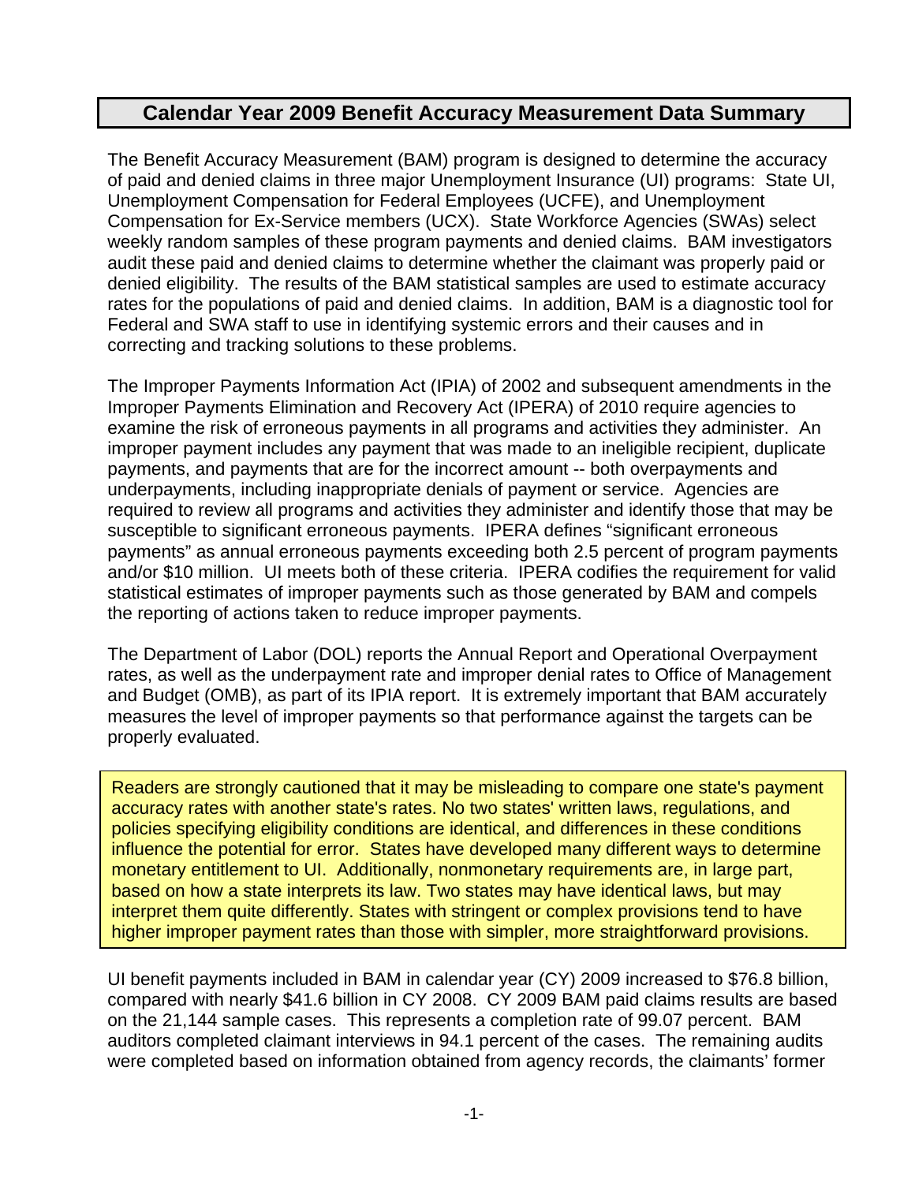# Calendar Year 2009 Benefit Accuracy Measurement Data Summary

The Benefit Accuracy Measurement (BAM) program is designed to determine the accuracy of paid and denied claims in three major Unemployment Insurance (UI) programs: State UI, Unemployment Compensation for Federal Employees (UCFE), and Unemployment Compensation for Ex-Service members (UCX). State Workforce Agencies (SWAs) select weekly random samples of these program payments and denied claims. BAM investigators audit these paid and denied claims to determine whether the claimant was properly paid or denied eligibility. The results of the BAM statistical samples are used to estimate accuracy rates for the populations of paid and denied claims. In addition, BAM is a diagnostic tool for Federal and SWA staff to use in identifying systemic errors and their causes and in correcting and tracking solutions to these problems.

The Improper Payments Information Act (IPIA) of 2002 and subsequent amendments in the Improper Payments Elimination and Recovery Act (IPERA) of 2010 require agencies to examine the risk of erroneous payments in all programs and activities they administer. An improper payment includes any payment that was made to an ineligible recipient, duplicate payments, and payments that are for the incorrect amount -- both overpayments and underpayments, including inappropriate denials of payment or service. Agencies are required to review all programs and activities they administer and identify those that may be susceptible to significant erroneous payments. IPERA defines "significant erroneous payments" as annual erroneous payments exceeding both 2.5 percent of program payments and/or $10 million. UI meets both of these criteria. IPERA codifies the requirement for valid statistical estimates of improper payments such as those generated by BAM and compels the reporting of actions taken to reduce improper payments.

The Department of Labor (DOL) reports the Annual Report and Operational Overpayment rates, as well as the underpayment rate and improper denial rates to Office of Management and Budget (OMB), as part of its IPIA report. It is extremely important that BAM accurately measures the level of improper payments so that performance against the targets can be properly evaluated.

> Readers are strongly cautioned that it may be misleading to compare one state's payment accuracy rates with another state's rates. No two states' written laws, regulations, and policies specifying eligibility conditions are identical, and differences in these conditions influence the potential for error. States have developed many different ways to determine monetary entitlement to UI. Additionally, nonmonetary requirements are, in large part, based on how a state interprets its law. Two states may have identical laws, but may interpret them quite differently. States with stringent or complex provisions tend to have higher improper payment rates than those with simpler, more straightforward provisions.

UI benefit payments included in BAM in calendar year (CY) 2009 increased to $76.8 billion, compared with nearly $41.6 billion in CY 2008. CY 2009 BAM paid claims results are based on the 21,144 sample cases. This represents a completion rate of 99.07 percent. BAM auditors completed claimant interviews in 94.1 percent of the cases. The remaining audits were completed based on information obtained from agency records, the claimants' former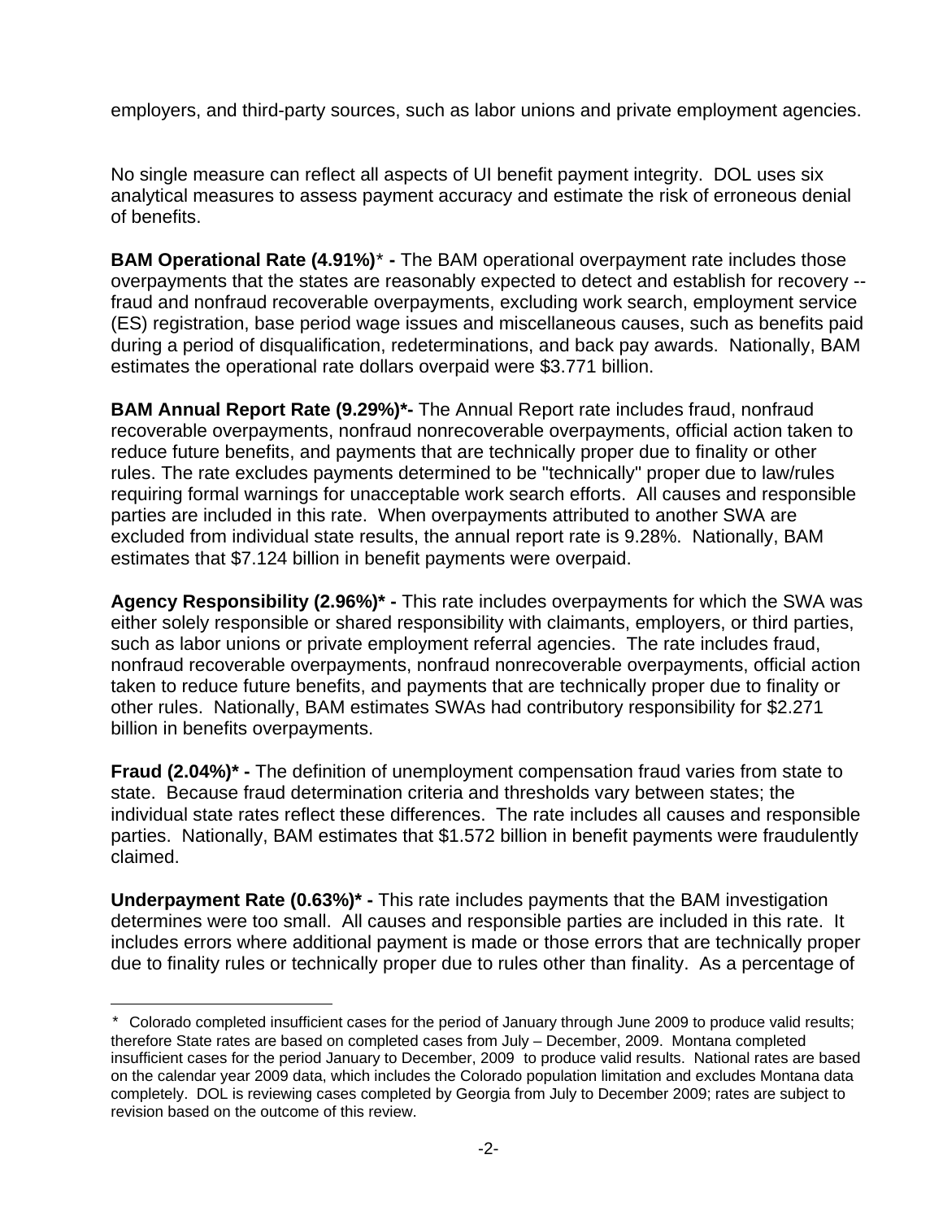employers, and third-party sources, such as labor unions and private employment agencies.

No single measure can reflect all aspects of UI benefit payment integrity. DOL uses six analytical measures to assess payment accuracy and estimate the risk of erroneous denial of benefits.

**BAM Operational Rate (4.91%)*** **-** The BAM operational overpayment rate includes those overpayments that the states are reasonably expected to detect and establish for recovery -- fraud and nonfraud recoverable overpayments, excluding work search, employment service (ES) registration, base period wage issues and miscellaneous causes, such as benefits paid during a period of disqualification, redeterminations, and back pay awards. Nationally, BAM estimates the operational rate dollars overpaid were $3.771 billion.

**BAM Annual Report Rate (9.29%)*-** The Annual Report rate includes fraud, nonfraud recoverable overpayments, nonfraud nonrecoverable overpayments, official action taken to reduce future benefits, and payments that are technically proper due to finality or other rules. The rate excludes payments determined to be "technically" proper due to law/rules requiring formal warnings for unacceptable work search efforts. All causes and responsible parties are included in this rate. When overpayments attributed to another SWA are excluded from individual state results, the annual report rate is 9.28%. Nationally, BAM estimates that $7.124 billion in benefit payments were overpaid.

**Agency Responsibility (2.96%)* -** This rate includes overpayments for which the SWA was either solely responsible or shared responsibility with claimants, employers, or third parties, such as labor unions or private employment referral agencies. The rate includes fraud, nonfraud recoverable overpayments, nonfraud nonrecoverable overpayments, official action taken to reduce future benefits, and payments that are technically proper due to finality or other rules. Nationally, BAM estimates SWAs had contributory responsibility for $2.271 billion in benefits overpayments.

**Fraud (2.04%)* -** The definition of unemployment compensation fraud varies from state to state. Because fraud determination criteria and thresholds vary between states; the individual state rates reflect these differences. The rate includes all causes and responsible parties. Nationally, BAM estimates that $1.572 billion in benefit payments were fraudulently claimed.

**Underpayment Rate (0.63%)* -** This rate includes payments that the BAM investigation determines were too small. All causes and responsible parties are included in this rate. It includes errors where additional payment is made or those errors that are technically proper due to finality rules or technically proper due to rules other than finality. As a percentage of

\* Colorado completed insufficient cases for the period of January through June 2009 to produce valid results; therefore State rates are based on completed cases from July – December, 2009. Montana completed insufficient cases for the period January to December, 2009 to produce valid results. National rates are based on the calendar year 2009 data, which includes the Colorado population limitation and excludes Montana data completely. DOL is reviewing cases completed by Georgia from July to December 2009; rates are subject to revision based on the outcome of this review.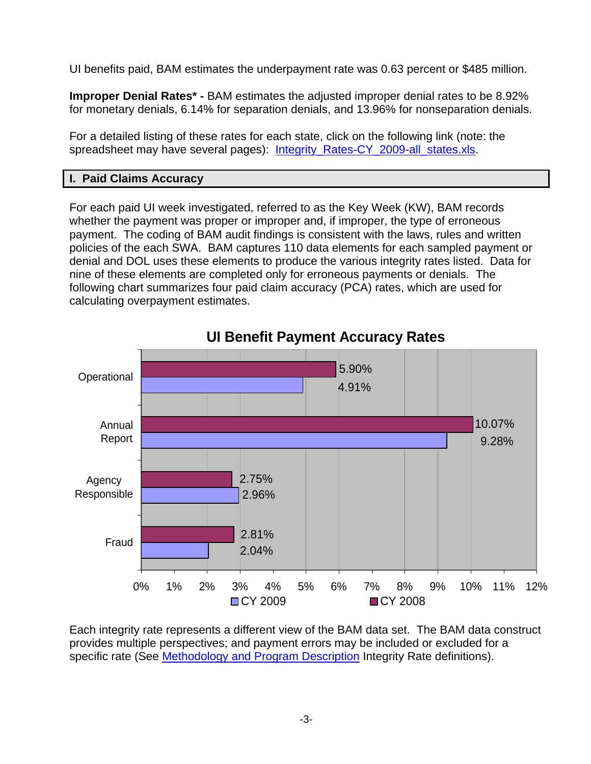UI benefits paid, BAM estimates the underpayment rate was 0.63 percent or $485 million.

**Improper Denial Rates* -** BAM estimates the adjusted improper denial rates to be 8.92% for monetary denials, 6.14% for separation denials, and 13.96% for nonseparation denials.

For a detailed listing of these rates for each state, click on the following link (note: the spreadsheet may have several pages): Integrity_Rates-CY_2009-all_states.xls.

## I. Paid Claims Accuracy

For each paid UI week investigated, referred to as the Key Week (KW), BAM records whether the payment was proper or improper and, if improper, the type of erroneous payment. The coding of BAM audit findings is consistent with the laws, rules and written policies of the each SWA. BAM captures 110 data elements for each sampled payment or denial and DOL uses these elements to produce the various integrity rates listed. Data for nine of these elements are completed only for erroneous payments or denials. The following chart summarizes four paid claim accuracy (PCA) rates, which are used for calculating overpayment estimates.

UI Benefit Payment Accuracy Rates

Operational
5.90%
4.91%

Annual Report
10.07%
9.28%

Agency Responsible
2.75%
2.96%

Fraud
2.81%
2.04%

0% 1% 2% 3% 4% 5% 6% 7% 8% 9% 10% 11% 12%

CY 2009 CY 2008

Each integrity rate represents a different view of the BAM data set. The BAM data construct provides multiple perspectives; and payment errors may be included or excluded for a specific rate (See Methodology and Program Description Integrity Rate definitions).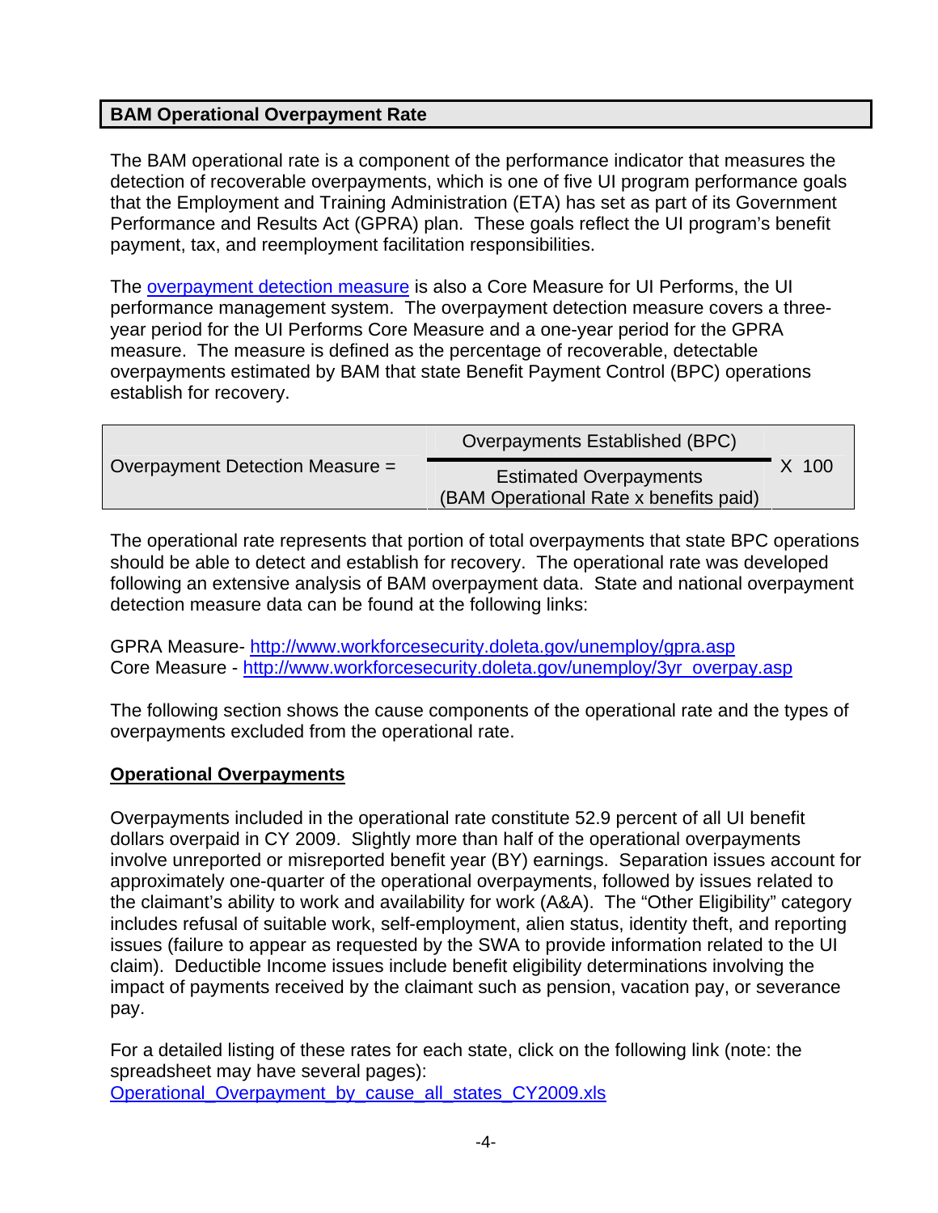## BAM Operational Overpayment Rate

The BAM operational rate is a component of the performance indicator that measures the detection of recoverable overpayments, which is one of five UI program performance goals that the Employment and Training Administration (ETA) has set as part of its Government Performance and Results Act (GPRA) plan. These goals reflect the UI program's benefit payment, tax, and reemployment facilitation responsibilities.

The overpayment detection measure is also a Core Measure for UI Performs, the UI performance management system. The overpayment detection measure covers a three-year period for the UI Performs Core Measure and a one-year period for the GPRA measure. The measure is defined as the percentage of recoverable, detectable overpayments estimated by BAM that state Benefit Payment Control (BPC) operations establish for recovery.

$$\text{Overpayment Detection Measure} = \frac{\text{Overpayments Established (BPC)}}{\text{Estimated Overpayments (BAM Operational Rate x benefits paid)}} \times 100$$

The operational rate represents that portion of total overpayments that state BPC operations should be able to detect and establish for recovery. The operational rate was developed following an extensive analysis of BAM overpayment data. State and national overpayment detection measure data can be found at the following links:

GPRA Measure- http://www.workforcesecurity.doleta.gov/unemploy/gpra.asp
Core Measure - http://www.workforcesecurity.doleta.gov/unemploy/3yr_overpay.asp

The following section shows the cause components of the operational rate and the types of overpayments excluded from the operational rate.

**Operational Overpayments**

Overpayments included in the operational rate constitute 52.9 percent of all UI benefit dollars overpaid in CY 2009. Slightly more than half of the operational overpayments involve unreported or misreported benefit year (BY) earnings. Separation issues account for approximately one-quarter of the operational overpayments, followed by issues related to the claimant's ability to work and availability for work (A&A). The "Other Eligibility" category includes refusal of suitable work, self-employment, alien status, identity theft, and reporting issues (failure to appear as requested by the SWA to provide information related to the UI claim). Deductible Income issues include benefit eligibility determinations involving the impact of payments received by the claimant such as pension, vacation pay, or severance pay.

For a detailed listing of these rates for each state, click on the following link (note: the spreadsheet may have several pages):
Operational_Overpayment_by_cause_all_states_CY2009.xls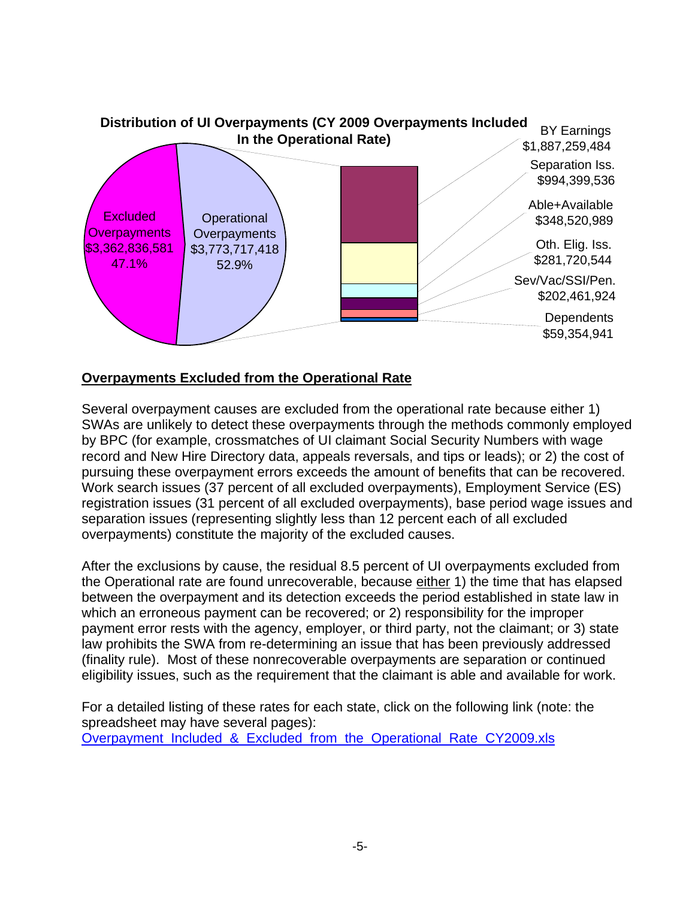**Distribution of UI Overpayments (CY 2009 Overpayments Included In the Operational Rate)**

Excluded Overpayments
$3,362,836,581
47.1%

Operational Overpayments
$3,773,717,418
52.9%

BY Earnings
$1,887,259,484

Separation Iss.
$994,399,536

Able+Available
$348,520,989

Oth. Elig. Iss.
$281,720,544

Sev/Vac/SSI/Pen.
$202,461,924

Dependents
$59,354,941

## Overpayments Excluded from the Operational Rate

Several overpayment causes are excluded from the operational rate because either 1) SWAs are unlikely to detect these overpayments through the methods commonly employed by BPC (for example, crossmatches of UI claimant Social Security Numbers with wage record and New Hire Directory data, appeals reversals, and tips or leads); or 2) the cost of pursuing these overpayment errors exceeds the amount of benefits that can be recovered. Work search issues (37 percent of all excluded overpayments), Employment Service (ES) registration issues (31 percent of all excluded overpayments), base period wage issues and separation issues (representing slightly less than 12 percent each of all excluded overpayments) constitute the majority of the excluded causes.

After the exclusions by cause, the residual 8.5 percent of UI overpayments excluded from the Operational rate are found unrecoverable, because either 1) the time that has elapsed between the overpayment and its detection exceeds the period established in state law in which an erroneous payment can be recovered; or 2) responsibility for the improper payment error rests with the agency, employer, or third party, not the claimant; or 3) state law prohibits the SWA from re-determining an issue that has been previously addressed (finality rule). Most of these nonrecoverable overpayments are separation or continued eligibility issues, such as the requirement that the claimant is able and available for work.

For a detailed listing of these rates for each state, click on the following link (note: the spreadsheet may have several pages):
Overpayment_Included_&_Excluded_from_the_Operational_Rate_CY2009.xls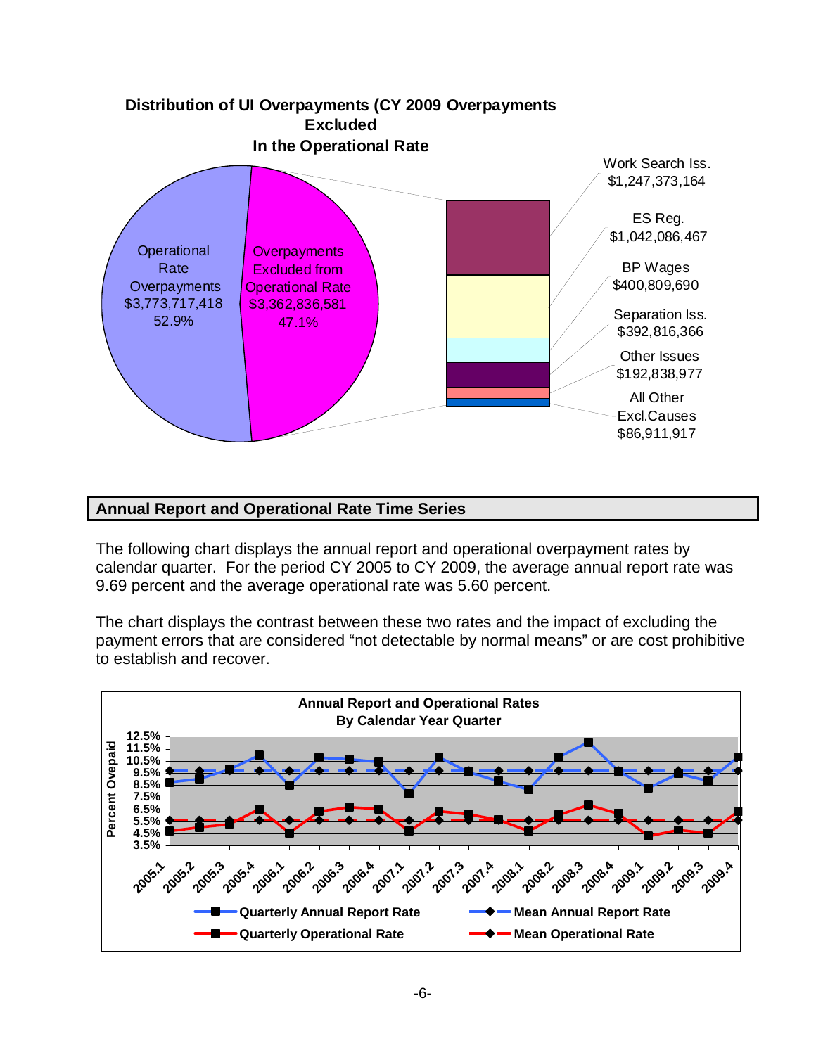**Distribution of UI Overpayments (CY 2009 Overpayments Excluded In the Operational Rate**

Operational Rate Overpayments $3,773,717,418 52.9%

Overpayments Excluded from Operational Rate $3,362,836,581 47.1%

Work Search Iss. $1,247,373,164

ES Reg. $1,042,086,467

BP Wages $400,809,690

Separation Iss. $392,816,366

Other Issues $192,838,977

All Other Excl.Causes $86,911,917

## Annual Report and Operational Rate Time Series

The following chart displays the annual report and operational overpayment rates by calendar quarter. For the period CY 2005 to CY 2009, the average annual report rate was 9.69 percent and the average operational rate was 5.60 percent.

The chart displays the contrast between these two rates and the impact of excluding the payment errors that are considered "not detectable by normal means" or are cost prohibitive to establish and recover.

**Annual Report and Operational Rates By Calendar Year Quarter**

Percent Ovepaid

12.5%
11.5%
10.5%
9.5%
8.5%
7.5%
6.5%
5.5%
4.5%
3.5%

2005.1 2005.2 2005.3 2005.4 2006.1 2006.2 2006.3 2006.4 2007.1 2007.2 2007.3 2007.4 2008.1 2008.2 2008.3 2008.4 2009.1 2009.2 2009.3 2009.4

Quarterly Annual Report Rate

Mean Annual Report Rate

Quarterly Operational Rate

Mean Operational Rate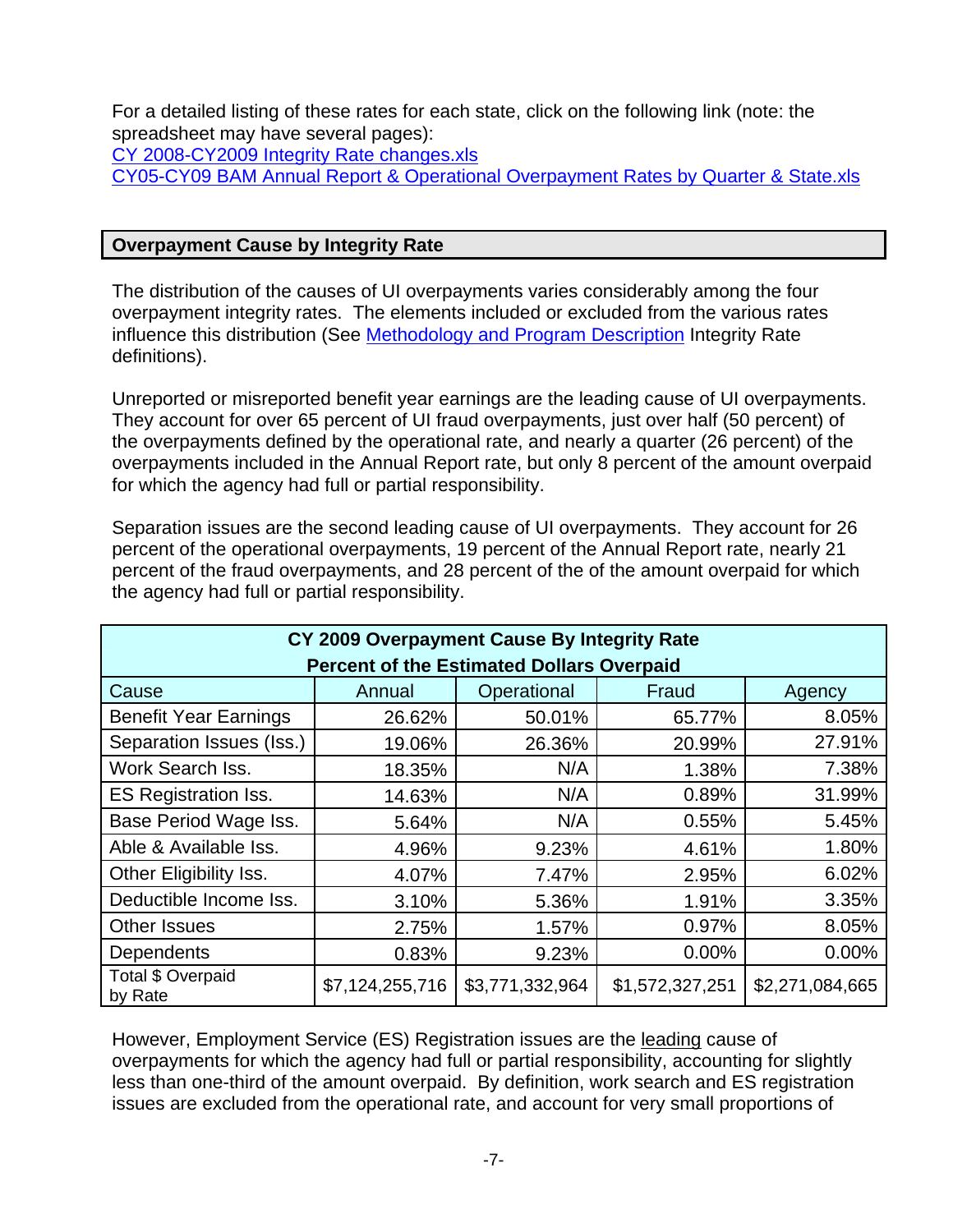For a detailed listing of these rates for each state, click on the following link (note: the spreadsheet may have several pages):
[CY 2008-CY2009 Integrity Rate changes.xls]()
[CY05-CY09 BAM Annual Report & Operational Overpayment Rates by Quarter & State.xls]()

## Overpayment Cause by Integrity Rate

The distribution of the causes of UI overpayments varies considerably among the four overpayment integrity rates. The elements included or excluded from the various rates influence this distribution (See [Methodology and Program Description]() Integrity Rate definitions).

Unreported or misreported benefit year earnings are the leading cause of UI overpayments. They account for over 65 percent of UI fraud overpayments, just over half (50 percent) of the overpayments defined by the operational rate, and nearly a quarter (26 percent) of the overpayments included in the Annual Report rate, but only 8 percent of the amount overpaid for which the agency had full or partial responsibility.

Separation issues are the second leading cause of UI overpayments. They account for 26 percent of the operational overpayments, 19 percent of the Annual Report rate, nearly 21 percent of the fraud overpayments, and 28 percent of the of the amount overpaid for which the agency had full or partial responsibility.

**CY 2009 Overpayment Cause By Integrity Rate**
**Percent of the Estimated Dollars Overpaid**

| Cause | Annual | Operational | Fraud | Agency |
|---|---|---|---|---|
| Benefit Year Earnings | 26.62% | 50.01% | 65.77% | 8.05% |
| Separation Issues (Iss.) | 19.06% | 26.36% | 20.99% | 27.91% |
| Work Search Iss. | 18.35% | N/A | 1.38% | 7.38% |
| ES Registration Iss. | 14.63% | N/A | 0.89% | 31.99% |
| Base Period Wage Iss. | 5.64% | N/A | 0.55% | 5.45% |
| Able & Available Iss. | 4.96% | 9.23% | 4.61% | 1.80% |
| Other Eligibility Iss. | 4.07% | 7.47% | 2.95% | 6.02% |
| Deductible Income Iss. | 3.10% | 5.36% | 1.91% | 3.35% |
| Other Issues | 2.75% | 1.57% | 0.97% | 8.05% |
| Dependents | 0.83% | 9.23% | 0.00% | 0.00% |
| Total $ Overpaid by Rate | $7,124,255,716 | $3,771,332,964 | $1,572,327,251 | $2,271,084,665 |

However, Employment Service (ES) Registration issues are the leading cause of overpayments for which the agency had full or partial responsibility, accounting for slightly less than one-third of the amount overpaid. By definition, work search and ES registration issues are excluded from the operational rate, and account for very small proportions of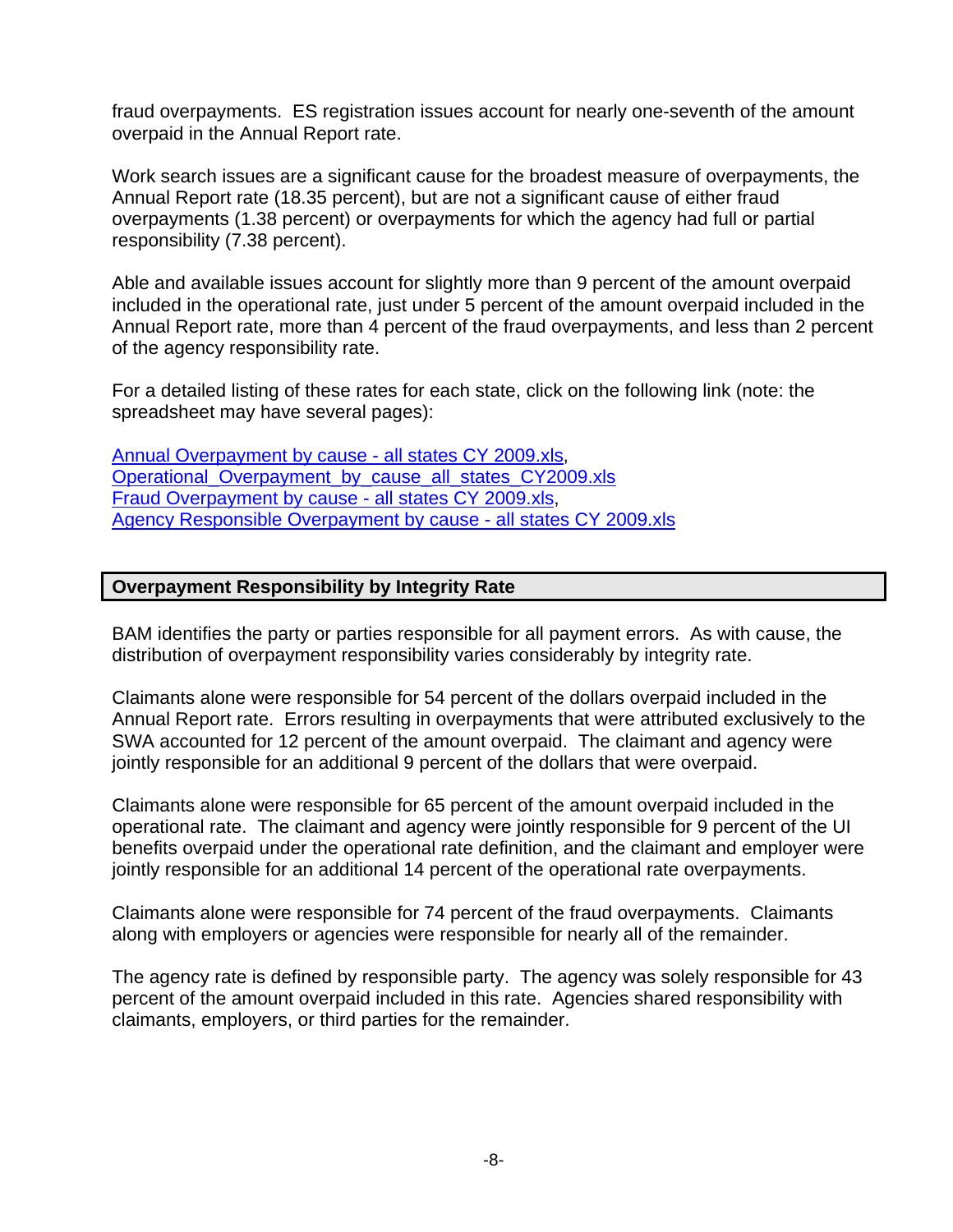fraud overpayments. ES registration issues account for nearly one-seventh of the amount overpaid in the Annual Report rate.

Work search issues are a significant cause for the broadest measure of overpayments, the Annual Report rate (18.35 percent), but are not a significant cause of either fraud overpayments (1.38 percent) or overpayments for which the agency had full or partial responsibility (7.38 percent).

Able and available issues account for slightly more than 9 percent of the amount overpaid included in the operational rate, just under 5 percent of the amount overpaid included in the Annual Report rate, more than 4 percent of the fraud overpayments, and less than 2 percent of the agency responsibility rate.

For a detailed listing of these rates for each state, click on the following link (note: the spreadsheet may have several pages):

Annual Overpayment by cause - all states CY 2009.xls,
Operational_Overpayment_by_cause_all_states_CY2009.xls
Fraud Overpayment by cause - all states CY 2009.xls,
Agency Responsible Overpayment by cause - all states CY 2009.xls

## Overpayment Responsibility by Integrity Rate

BAM identifies the party or parties responsible for all payment errors. As with cause, the distribution of overpayment responsibility varies considerably by integrity rate.

Claimants alone were responsible for 54 percent of the dollars overpaid included in the Annual Report rate. Errors resulting in overpayments that were attributed exclusively to the SWA accounted for 12 percent of the amount overpaid. The claimant and agency were jointly responsible for an additional 9 percent of the dollars that were overpaid.

Claimants alone were responsible for 65 percent of the amount overpaid included in the operational rate. The claimant and agency were jointly responsible for 9 percent of the UI benefits overpaid under the operational rate definition, and the claimant and employer were jointly responsible for an additional 14 percent of the operational rate overpayments.

Claimants alone were responsible for 74 percent of the fraud overpayments. Claimants along with employers or agencies were responsible for nearly all of the remainder.

The agency rate is defined by responsible party. The agency was solely responsible for 43 percent of the amount overpaid included in this rate. Agencies shared responsibility with claimants, employers, or third parties for the remainder.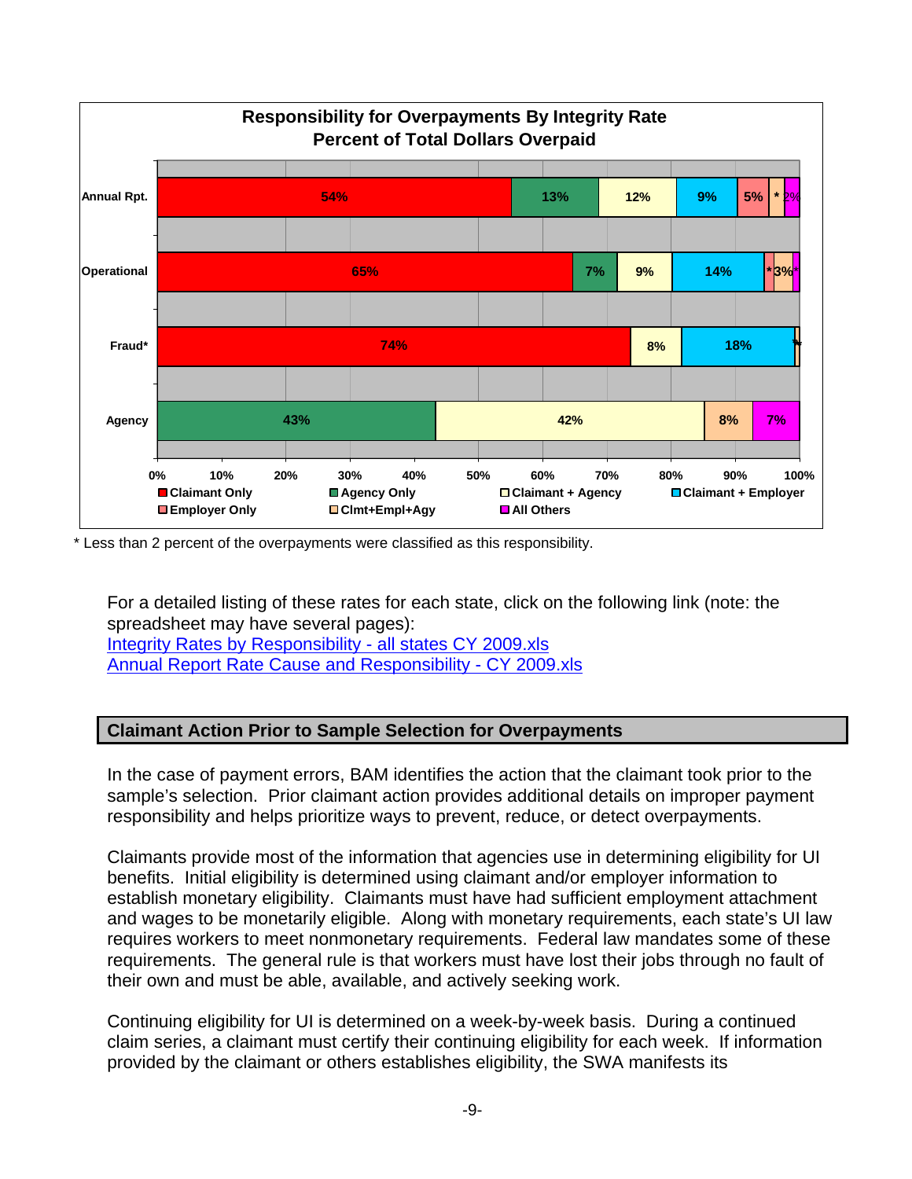**Responsibility for Overpayments By Integrity Rate**
**Percent of Total Dollars Overpaid**

Annual Rpt.: 54% 13% 12% 9% 5% * 2%

Operational: 65% 7% 9% 14% * 3% *

Fraud*: 74% 8% 18% *

Agency: 43% 42% 8% 7%

0% 10% 20% 30% 40% 50% 60% 70% 80% 90% 100%

Claimant Only
Agency Only
Claimant + Agency
Claimant + Employer
Employer Only
Clmt+Empl+Agy
All Others

* Less than 2 percent of the overpayments were classified as this responsibility.

For a detailed listing of these rates for each state, click on the following link (note: the spreadsheet may have several pages):
Integrity Rates by Responsibility - all states CY 2009.xls
Annual Report Rate Cause and Responsibility - CY 2009.xls

## Claimant Action Prior to Sample Selection for Overpayments

In the case of payment errors, BAM identifies the action that the claimant took prior to the sample's selection. Prior claimant action provides additional details on improper payment responsibility and helps prioritize ways to prevent, reduce, or detect overpayments.

Claimants provide most of the information that agencies use in determining eligibility for UI benefits. Initial eligibility is determined using claimant and/or employer information to establish monetary eligibility. Claimants must have had sufficient employment attachment and wages to be monetarily eligible. Along with monetary requirements, each state's UI law requires workers to meet nonmonetary requirements. Federal law mandates some of these requirements. The general rule is that workers must have lost their jobs through no fault of their own and must be able, available, and actively seeking work.

Continuing eligibility for UI is determined on a week-by-week basis. During a continued claim series, a claimant must certify their continuing eligibility for each week. If information provided by the claimant or others establishes eligibility, the SWA manifests its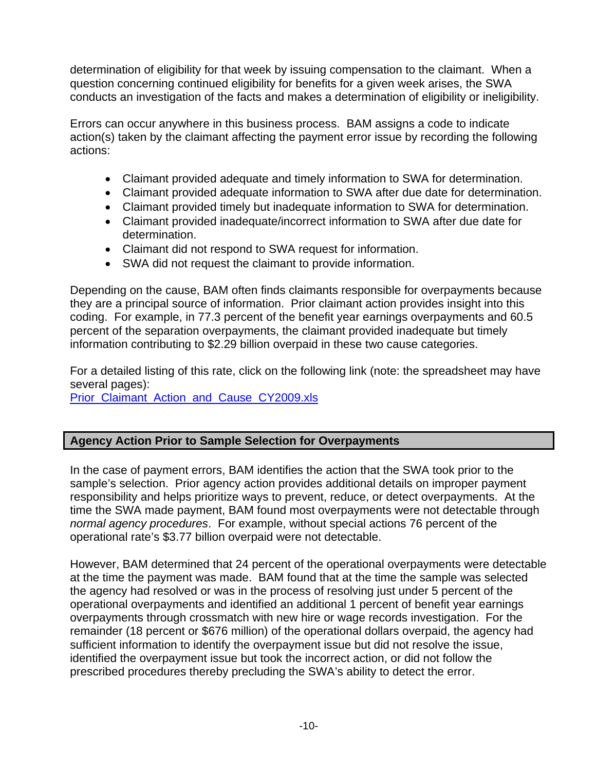determination of eligibility for that week by issuing compensation to the claimant. When a question concerning continued eligibility for benefits for a given week arises, the SWA conducts an investigation of the facts and makes a determination of eligibility or ineligibility.

Errors can occur anywhere in this business process. BAM assigns a code to indicate action(s) taken by the claimant affecting the payment error issue by recording the following actions:

- Claimant provided adequate and timely information to SWA for determination.
- Claimant provided adequate information to SWA after due date for determination.
- Claimant provided timely but inadequate information to SWA for determination.
- Claimant provided inadequate/incorrect information to SWA after due date for determination.
- Claimant did not respond to SWA request for information.
- SWA did not request the claimant to provide information.

Depending on the cause, BAM often finds claimants responsible for overpayments because they are a principal source of information. Prior claimant action provides insight into this coding. For example, in 77.3 percent of the benefit year earnings overpayments and 60.5 percent of the separation overpayments, the claimant provided inadequate but timely information contributing to $2.29 billion overpaid in these two cause categories.

For a detailed listing of this rate, click on the following link (note: the spreadsheet may have several pages):
Prior_Claimant_Action_and_Cause_CY2009.xls

## Agency Action Prior to Sample Selection for Overpayments

In the case of payment errors, BAM identifies the action that the SWA took prior to the sample's selection. Prior agency action provides additional details on improper payment responsibility and helps prioritize ways to prevent, reduce, or detect overpayments. At the time the SWA made payment, BAM found most overpayments were not detectable through *normal agency procedures*. For example, without special actions 76 percent of the operational rate's $3.77 billion overpaid were not detectable.

However, BAM determined that 24 percent of the operational overpayments were detectable at the time the payment was made. BAM found that at the time the sample was selected the agency had resolved or was in the process of resolving just under 5 percent of the operational overpayments and identified an additional 1 percent of benefit year earnings overpayments through crossmatch with new hire or wage records investigation. For the remainder (18 percent or $676 million) of the operational dollars overpaid, the agency had sufficient information to identify the overpayment issue but did not resolve the issue, identified the overpayment issue but took the incorrect action, or did not follow the prescribed procedures thereby precluding the SWA's ability to detect the error.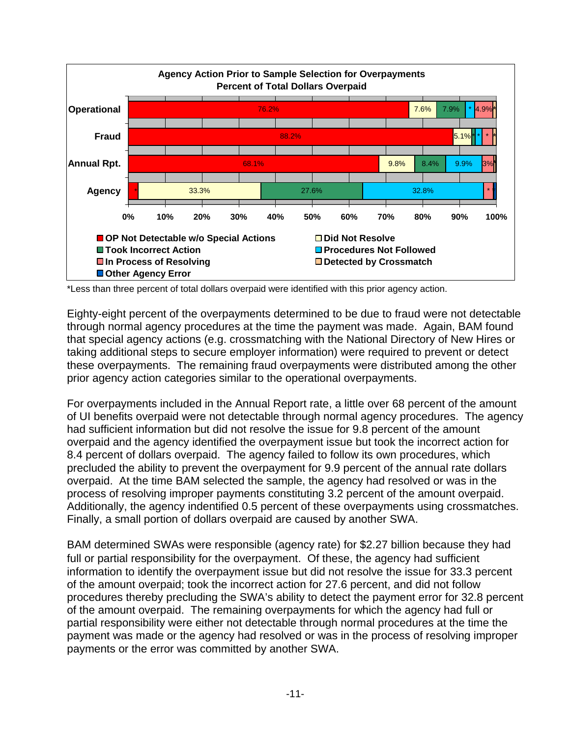**Agency Action Prior to Sample Selection for Overpayments**
**Percent of Total Dollars Overpaid**

Operational: 76.2% | 7.6% | 7.9% | * | 4.9% | *

Fraud: 88.2% | 5.1% | * | * | * | *

Annual Rpt.: 68.1% | 9.8% | 8.4% | 9.9% | 3%

Agency: * | 33.3% | 27.6% | 32.8% | * | *

0% 10% 20% 30% 40% 50% 60% 70% 80% 90% 100%

- OP Not Detectable w/o Special Actions
- Did Not Resolve
- Took Incorrect Action
- Procedures Not Followed
- In Process of Resolving
- Detected by Crossmatch
- Other Agency Error

*Less than three percent of total dollars overpaid were identified with this prior agency action.

Eighty-eight percent of the overpayments determined to be due to fraud were not detectable through normal agency procedures at the time the payment was made. Again, BAM found that special agency actions (e.g. crossmatching with the National Directory of New Hires or taking additional steps to secure employer information) were required to prevent or detect these overpayments. The remaining fraud overpayments were distributed among the other prior agency action categories similar to the operational overpayments.

For overpayments included in the Annual Report rate, a little over 68 percent of the amount of UI benefits overpaid were not detectable through normal agency procedures. The agency had sufficient information but did not resolve the issue for 9.8 percent of the amount overpaid and the agency identified the overpayment issue but took the incorrect action for 8.4 percent of dollars overpaid. The agency failed to follow its own procedures, which precluded the ability to prevent the overpayment for 9.9 percent of the annual rate dollars overpaid. At the time BAM selected the sample, the agency had resolved or was in the process of resolving improper payments constituting 3.2 percent of the amount overpaid. Additionally, the agency indentified 0.5 percent of these overpayments using crossmatches. Finally, a small portion of dollars overpaid are caused by another SWA.

BAM determined SWAs were responsible (agency rate) for $2.27 billion because they had full or partial responsibility for the overpayment. Of these, the agency had sufficient information to identify the overpayment issue but did not resolve the issue for 33.3 percent of the amount overpaid; took the incorrect action for 27.6 percent, and did not follow procedures thereby precluding the SWA's ability to detect the payment error for 32.8 percent of the amount overpaid. The remaining overpayments for which the agency had full or partial responsibility were either not detectable through normal procedures at the time the payment was made or the agency had resolved or was in the process of resolving improper payments or the error was committed by another SWA.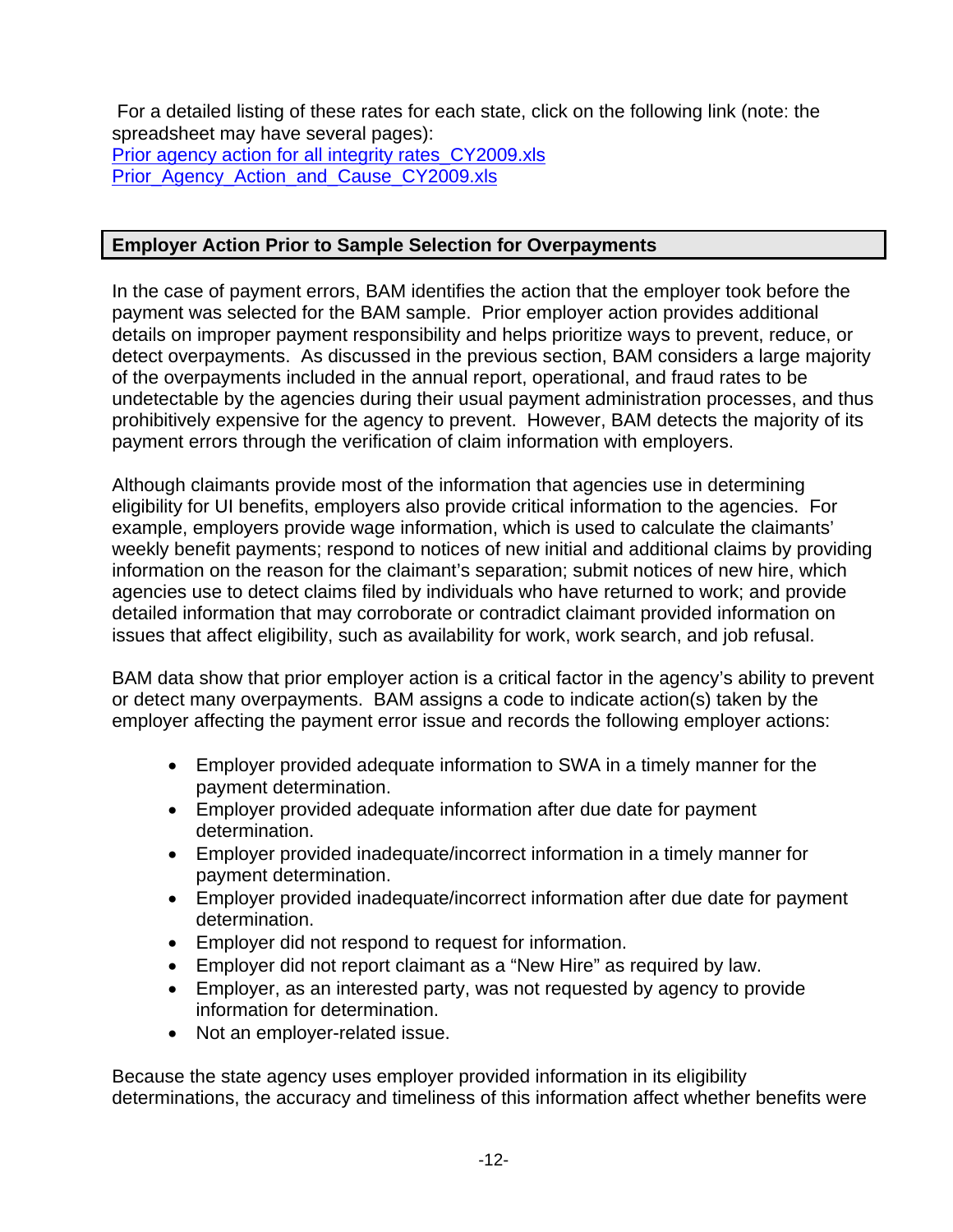For a detailed listing of these rates for each state, click on the following link (note: the spreadsheet may have several pages):
Prior agency action for all integrity rates_CY2009.xls
Prior_Agency_Action_and_Cause_CY2009.xls

## Employer Action Prior to Sample Selection for Overpayments

In the case of payment errors, BAM identifies the action that the employer took before the payment was selected for the BAM sample. Prior employer action provides additional details on improper payment responsibility and helps prioritize ways to prevent, reduce, or detect overpayments. As discussed in the previous section, BAM considers a large majority of the overpayments included in the annual report, operational, and fraud rates to be undetectable by the agencies during their usual payment administration processes, and thus prohibitively expensive for the agency to prevent. However, BAM detects the majority of its payment errors through the verification of claim information with employers.

Although claimants provide most of the information that agencies use in determining eligibility for UI benefits, employers also provide critical information to the agencies. For example, employers provide wage information, which is used to calculate the claimants' weekly benefit payments; respond to notices of new initial and additional claims by providing information on the reason for the claimant's separation; submit notices of new hire, which agencies use to detect claims filed by individuals who have returned to work; and provide detailed information that may corroborate or contradict claimant provided information on issues that affect eligibility, such as availability for work, work search, and job refusal.

BAM data show that prior employer action is a critical factor in the agency's ability to prevent or detect many overpayments. BAM assigns a code to indicate action(s) taken by the employer affecting the payment error issue and records the following employer actions:

- Employer provided adequate information to SWA in a timely manner for the payment determination.
- Employer provided adequate information after due date for payment determination.
- Employer provided inadequate/incorrect information in a timely manner for payment determination.
- Employer provided inadequate/incorrect information after due date for payment determination.
- Employer did not respond to request for information.
- Employer did not report claimant as a "New Hire" as required by law.
- Employer, as an interested party, was not requested by agency to provide information for determination.
- Not an employer-related issue.

Because the state agency uses employer provided information in its eligibility determinations, the accuracy and timeliness of this information affect whether benefits were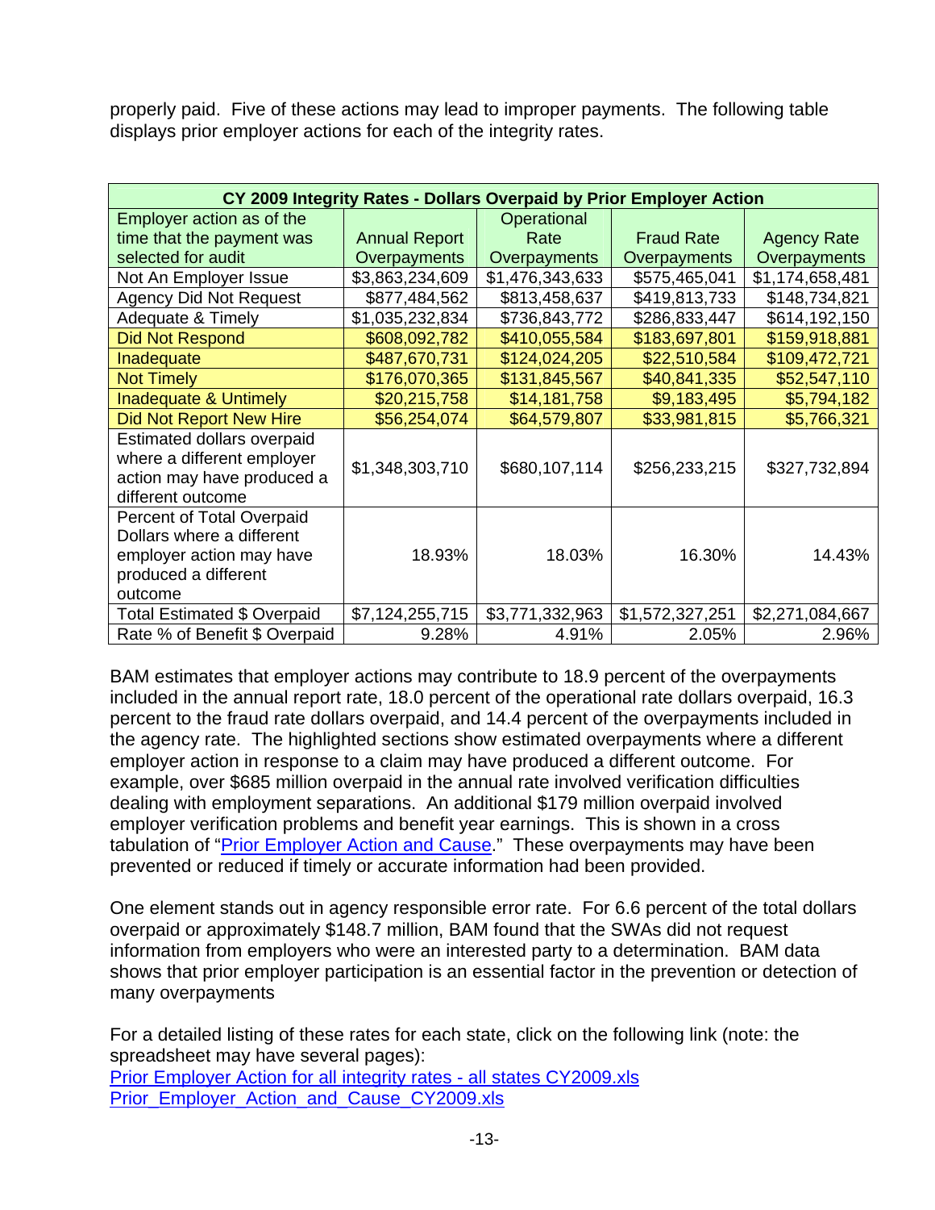properly paid. Five of these actions may lead to improper payments. The following table displays prior employer actions for each of the integrity rates.

| CY 2009 Integrity Rates - Dollars Overpaid by Prior Employer Action | | | | |
|---|---|---|---|---|
| Employer action as of the time that the payment was selected for audit | Annual Report Overpayments | Operational Rate Overpayments | Fraud Rate Overpayments | Agency Rate Overpayments |
| Not An Employer Issue | $3,863,234,609 | $1,476,343,633 | $575,465,041 | $1,174,658,481 |
| Agency Did Not Request | $877,484,562 | $813,458,637 | $419,813,733 | $148,734,821 |
| Adequate & Timely | $1,035,232,834 | $736,843,772 | $286,833,447 | $614,192,150 |
| Did Not Respond | $608,092,782 | $410,055,584 | $183,697,801 | $159,918,881 |
| Inadequate | $487,670,731 | $124,024,205 | $22,510,584 | $109,472,721 |
| Not Timely | $176,070,365 | $131,845,567 | $40,841,335 | $52,547,110 |
| Inadequate & Untimely | $20,215,758 | $14,181,758 | $9,183,495 | $5,794,182 |
| Did Not Report New Hire | $56,254,074 | $64,579,807 | $33,981,815 | $5,766,321 |
| Estimated dollars overpaid where a different employer action may have produced a different outcome | $1,348,303,710 | $680,107,114 | $256,233,215 | $327,732,894 |
| Percent of Total Overpaid Dollars where a different employer action may have produced a different outcome | 18.93% | 18.03% | 16.30% | 14.43% |
| Total Estimated $ Overpaid | $7,124,255,715 | $3,771,332,963 | $1,572,327,251 | $2,271,084,667 |
| Rate % of Benefit $ Overpaid | 9.28% | 4.91% | 2.05% | 2.96% |

BAM estimates that employer actions may contribute to 18.9 percent of the overpayments included in the annual report rate, 18.0 percent of the operational rate dollars overpaid, 16.3 percent to the fraud rate dollars overpaid, and 14.4 percent of the overpayments included in the agency rate. The highlighted sections show estimated overpayments where a different employer action in response to a claim may have produced a different outcome. For example, over $685 million overpaid in the annual rate involved verification difficulties dealing with employment separations. An additional $179 million overpaid involved employer verification problems and benefit year earnings. This is shown in a cross tabulation of "Prior Employer Action and Cause." These overpayments may have been prevented or reduced if timely or accurate information had been provided.

One element stands out in agency responsible error rate. For 6.6 percent of the total dollars overpaid or approximately $148.7 million, BAM found that the SWAs did not request information from employers who were an interested party to a determination. BAM data shows that prior employer participation is an essential factor in the prevention or detection of many overpayments

For a detailed listing of these rates for each state, click on the following link (note: the spreadsheet may have several pages):
Prior Employer Action for all integrity rates - all states CY2009.xls
Prior_Employer_Action_and_Cause_CY2009.xls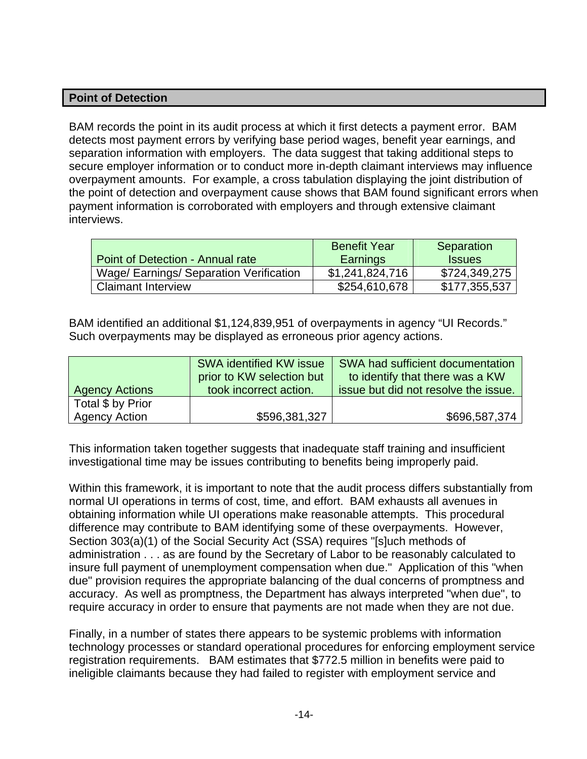## Point of Detection

BAM records the point in its audit process at which it first detects a payment error. BAM detects most payment errors by verifying base period wages, benefit year earnings, and separation information with employers. The data suggest that taking additional steps to secure employer information or to conduct more in-depth claimant interviews may influence overpayment amounts. For example, a cross tabulation displaying the joint distribution of the point of detection and overpayment cause shows that BAM found significant errors when payment information is corroborated with employers and through extensive claimant interviews.

| Point of Detection - Annual rate | Benefit Year Earnings | Separation Issues |
|---|---|---|
| Wage/ Earnings/ Separation Verification | $1,241,824,716 | $724,349,275 |
| Claimant Interview | $254,610,678 | $177,355,537 |

BAM identified an additional $1,124,839,951 of overpayments in agency "UI Records." Such overpayments may be displayed as erroneous prior agency actions.

| Agency Actions | SWA identified KW issue prior to KW selection but took incorrect action. | SWA had sufficient documentation to identify that there was a KW issue but did not resolve the issue. |
|---|---|---|
| Total $ by Prior Agency Action | $596,381,327 | $696,587,374 |

This information taken together suggests that inadequate staff training and insufficient investigational time may be issues contributing to benefits being improperly paid.

Within this framework, it is important to note that the audit process differs substantially from normal UI operations in terms of cost, time, and effort. BAM exhausts all avenues in obtaining information while UI operations make reasonable attempts. This procedural difference may contribute to BAM identifying some of these overpayments. However, Section 303(a)(1) of the Social Security Act (SSA) requires "[s]uch methods of administration . . . as are found by the Secretary of Labor to be reasonably calculated to insure full payment of unemployment compensation when due." Application of this "when due" provision requires the appropriate balancing of the dual concerns of promptness and accuracy. As well as promptness, the Department has always interpreted "when due", to require accuracy in order to ensure that payments are not made when they are not due.

Finally, in a number of states there appears to be systemic problems with information technology processes or standard operational procedures for enforcing employment service registration requirements. BAM estimates that $772.5 million in benefits were paid to ineligible claimants because they had failed to register with employment service and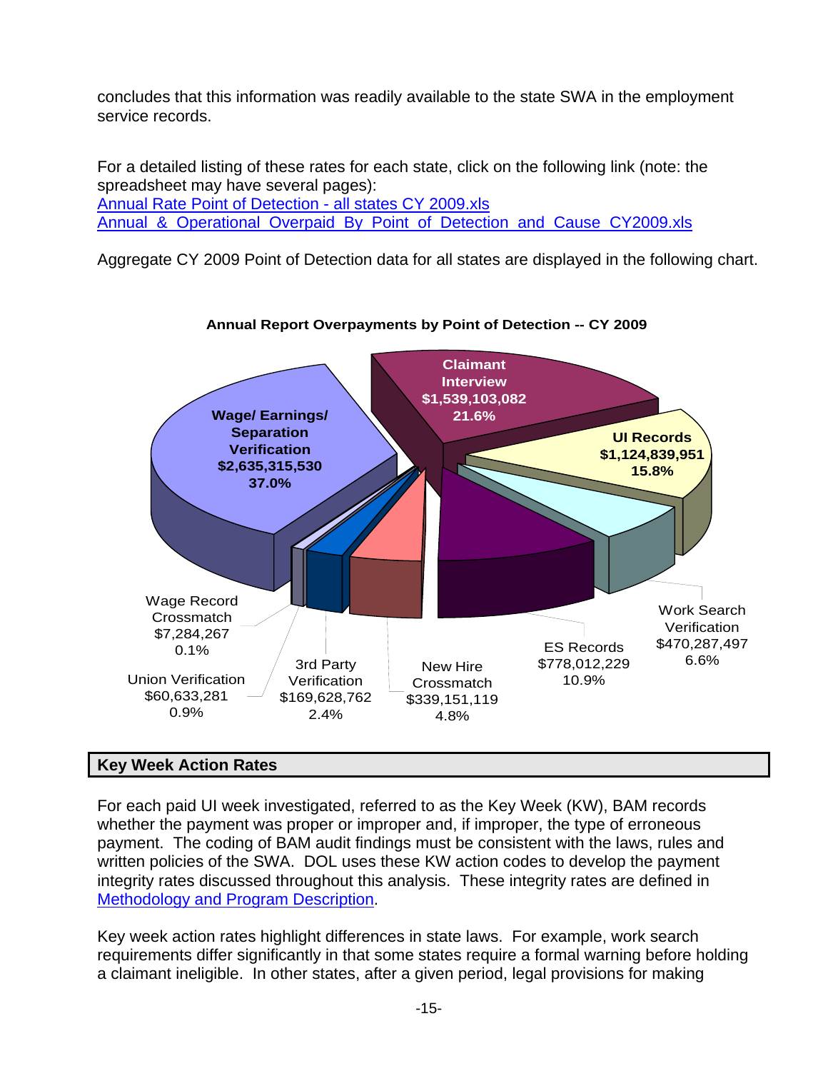concludes that this information was readily available to the state SWA in the employment service records.

For a detailed listing of these rates for each state, click on the following link (note: the spreadsheet may have several pages):
Annual Rate Point of Detection - all states CY 2009.xls
Annual & Operational Overpaid By Point of Detection and Cause CY2009.xls

Aggregate CY 2009 Point of Detection data for all states are displayed in the following chart.

**Annual Report Overpayments by Point of Detection -- CY 2009**

Claimant Interview
$1,539,103,082
21.6%

UI Records
$1,124,839,951
15.8%

Work Search Verification
$470,287,497
6.6%

ES Records
$778,012,229
10.9%

New Hire Crossmatch
$339,151,119
4.8%

3rd Party Verification
$169,628,762
2.4%

Union Verification
$60,633,281
0.9%

Wage Record Crossmatch
$7,284,267
0.1%

Wage/ Earnings/ Separation Verification
$2,635,315,530
37.0%

## Key Week Action Rates

For each paid UI week investigated, referred to as the Key Week (KW), BAM records whether the payment was proper or improper and, if improper, the type of erroneous payment. The coding of BAM audit findings must be consistent with the laws, rules and written policies of the SWA. DOL uses these KW action codes to develop the payment integrity rates discussed throughout this analysis. These integrity rates are defined in Methodology and Program Description.

Key week action rates highlight differences in state laws. For example, work search requirements differ significantly in that some states require a formal warning before holding a claimant ineligible. In other states, after a given period, legal provisions for making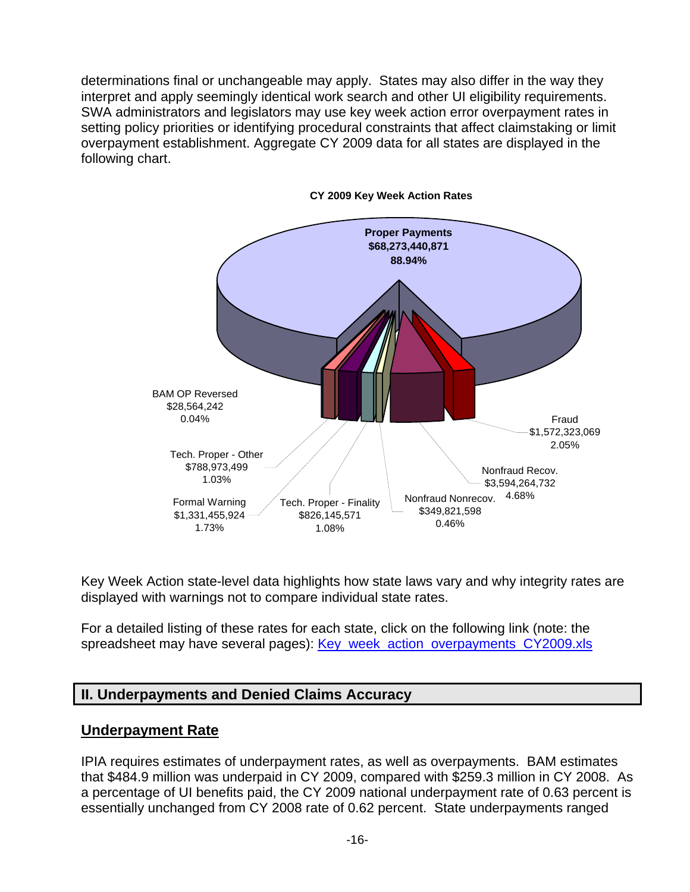determinations final or unchangeable may apply. States may also differ in the way they interpret and apply seemingly identical work search and other UI eligibility requirements. SWA administrators and legislators may use key week action error overpayment rates in setting policy priorities or identifying procedural constraints that affect claimstaking or limit overpayment establishment. Aggregate CY 2009 data for all states are displayed in the following chart.

**CY 2009 Key Week Action Rates**

Proper Payments
$68,273,440,871
88.94%

BAM OP Reversed
$28,564,242
0.04%

Fraud
$1,572,323,069
2.05%

Tech. Proper - Other
$788,973,499
1.03%

Nonfraud Recov.
$3,594,264,732
4.68%

Formal Warning
$1,331,455,924
1.73%

Tech. Proper - Finality
$826,145,571
1.08%

Nonfraud Nonrecov.
$349,821,598
0.46%

Key Week Action state-level data highlights how state laws vary and why integrity rates are displayed with warnings not to compare individual state rates.

For a detailed listing of these rates for each state, click on the following link (note: the spreadsheet may have several pages): Key_week_action_overpayments_CY2009.xls

## II. Underpayments and Denied Claims Accuracy

### Underpayment Rate

IPIA requires estimates of underpayment rates, as well as overpayments. BAM estimates that $484.9 million was underpaid in CY 2009, compared with $259.3 million in CY 2008. As a percentage of UI benefits paid, the CY 2009 national underpayment rate of 0.63 percent is essentially unchanged from CY 2008 rate of 0.62 percent. State underpayments ranged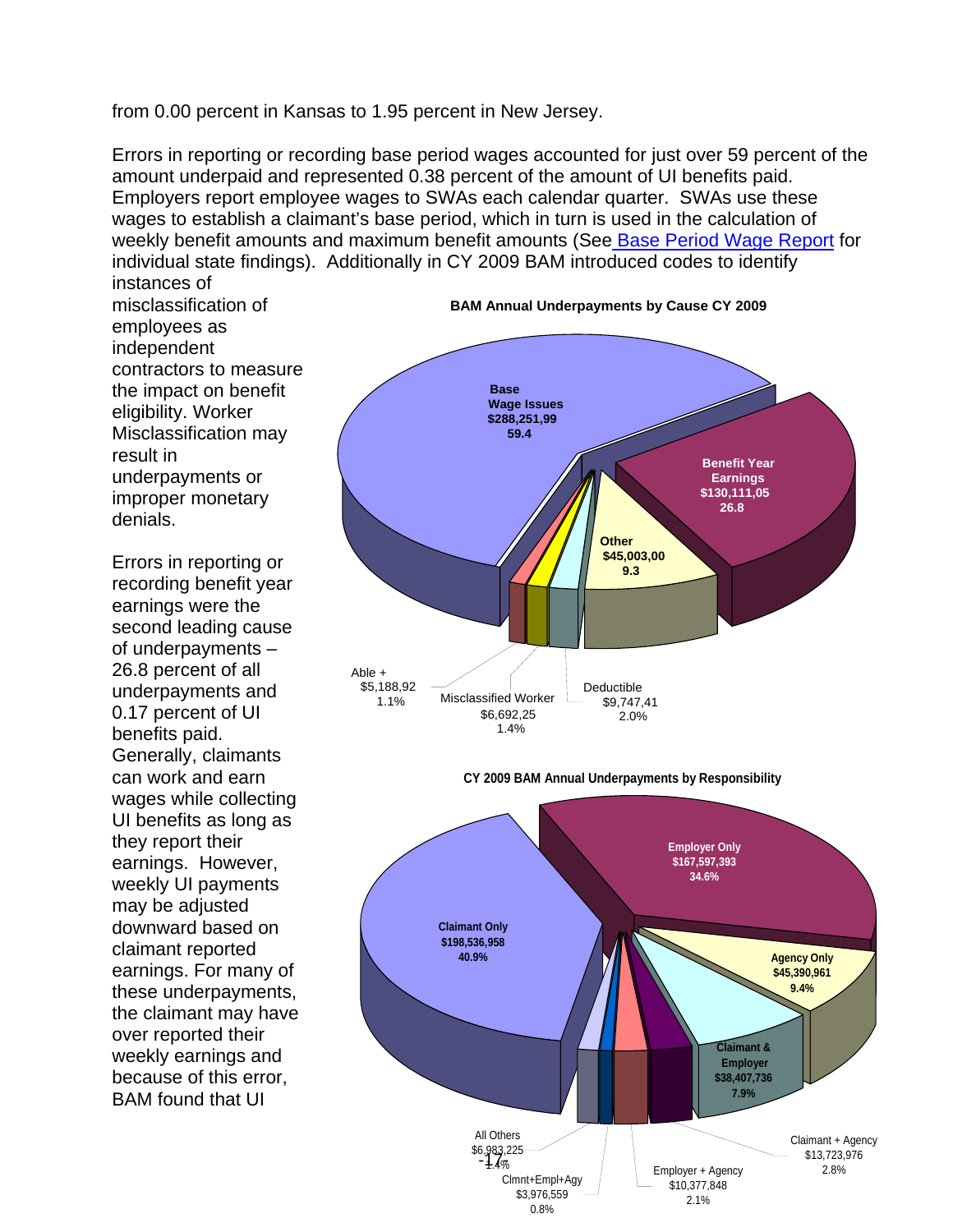from 0.00 percent in Kansas to 1.95 percent in New Jersey.

Errors in reporting or recording base period wages accounted for just over 59 percent of the amount underpaid and represented 0.38 percent of the amount of UI benefits paid. Employers report employee wages to SWAs each calendar quarter. SWAs use these wages to establish a claimant's base period, which in turn is used in the calculation of weekly benefit amounts and maximum benefit amounts (See Base Period Wage Report for individual state findings). Additionally in CY 2009 BAM introduced codes to identify instances of misclassification of employees as independent contractors to measure the impact on benefit eligibility. Worker Misclassification may result in underpayments or improper monetary denials.

Errors in reporting or recording benefit year earnings were the second leading cause of underpayments – 26.8 percent of all underpayments and 0.17 percent of UI benefits paid. Generally, claimants can work and earn wages while collecting UI benefits as long as they report their earnings. However, weekly UI payments may be adjusted downward based on claimant reported earnings. For many of these underpayments, the claimant may have over reported their weekly earnings and because of this error, BAM found that UI

**BAM Annual Underpayments by Cause CY 2009**

| Cause | Amount | Percent |
|---|---|---|
| Base Wage Issues | $288,251,99 | 59.4 |
| Benefit Year Earnings | $130,111,05 | 26.8 |
| Other | $45,003,00 | 9.3 |
| Deductible | $9,747,41 | 2.0% |
| Misclassified Worker | $6,692,25 | 1.4% |
| Able + | $5,188,92 | 1.1% |

**CY 2009 BAM Annual Underpayments by Responsibility**

| Responsibility | Amount | Percent |
|---|---|---|
| Claimant Only | $198,536,958 | 40.9% |
| Employer Only | $167,597,393 | 34.6% |
| Agency Only | $45,390,961 | 9.4% |
| Claimant & Employer | $38,407,736 | 7.9% |
| Claimant + Agency | $13,723,976 | 2.8% |
| Employer + Agency | $10,377,848 | 2.1% |
| All Others | $6,983,225 | 1.4% |
| Clmnt+Empl+Agy | $3,976,559 | 0.8% |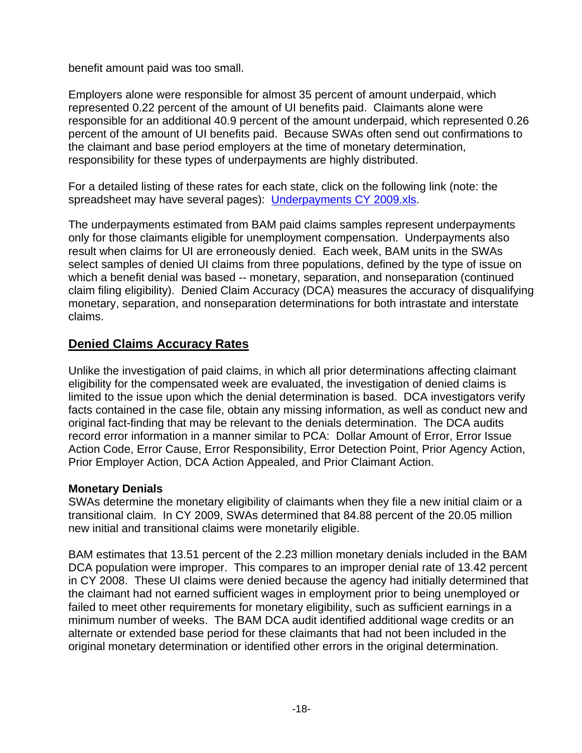benefit amount paid was too small.

Employers alone were responsible for almost 35 percent of amount underpaid, which represented 0.22 percent of the amount of UI benefits paid. Claimants alone were responsible for an additional 40.9 percent of the amount underpaid, which represented 0.26 percent of the amount of UI benefits paid. Because SWAs often send out confirmations to the claimant and base period employers at the time of monetary determination, responsibility for these types of underpayments are highly distributed.

For a detailed listing of these rates for each state, click on the following link (note: the spreadsheet may have several pages): [Underpayments CY 2009.xls](Underpayments CY 2009.xls).

The underpayments estimated from BAM paid claims samples represent underpayments only for those claimants eligible for unemployment compensation. Underpayments also result when claims for UI are erroneously denied. Each week, BAM units in the SWAs select samples of denied UI claims from three populations, defined by the type of issue on which a benefit denial was based -- monetary, separation, and nonseparation (continued claim filing eligibility). Denied Claim Accuracy (DCA) measures the accuracy of disqualifying monetary, separation, and nonseparation determinations for both intrastate and interstate claims.

## Denied Claims Accuracy Rates

Unlike the investigation of paid claims, in which all prior determinations affecting claimant eligibility for the compensated week are evaluated, the investigation of denied claims is limited to the issue upon which the denial determination is based. DCA investigators verify facts contained in the case file, obtain any missing information, as well as conduct new and original fact-finding that may be relevant to the denials determination. The DCA audits record error information in a manner similar to PCA: Dollar Amount of Error, Error Issue Action Code, Error Cause, Error Responsibility, Error Detection Point, Prior Agency Action, Prior Employer Action, DCA Action Appealed, and Prior Claimant Action.

### Monetary Denials

SWAs determine the monetary eligibility of claimants when they file a new initial claim or a transitional claim. In CY 2009, SWAs determined that 84.88 percent of the 20.05 million new initial and transitional claims were monetarily eligible.

BAM estimates that 13.51 percent of the 2.23 million monetary denials included in the BAM DCA population were improper. This compares to an improper denial rate of 13.42 percent in CY 2008. These UI claims were denied because the agency had initially determined that the claimant had not earned sufficient wages in employment prior to being unemployed or failed to meet other requirements for monetary eligibility, such as sufficient earnings in a minimum number of weeks. The BAM DCA audit identified additional wage credits or an alternate or extended base period for these claimants that had not been included in the original monetary determination or identified other errors in the original determination.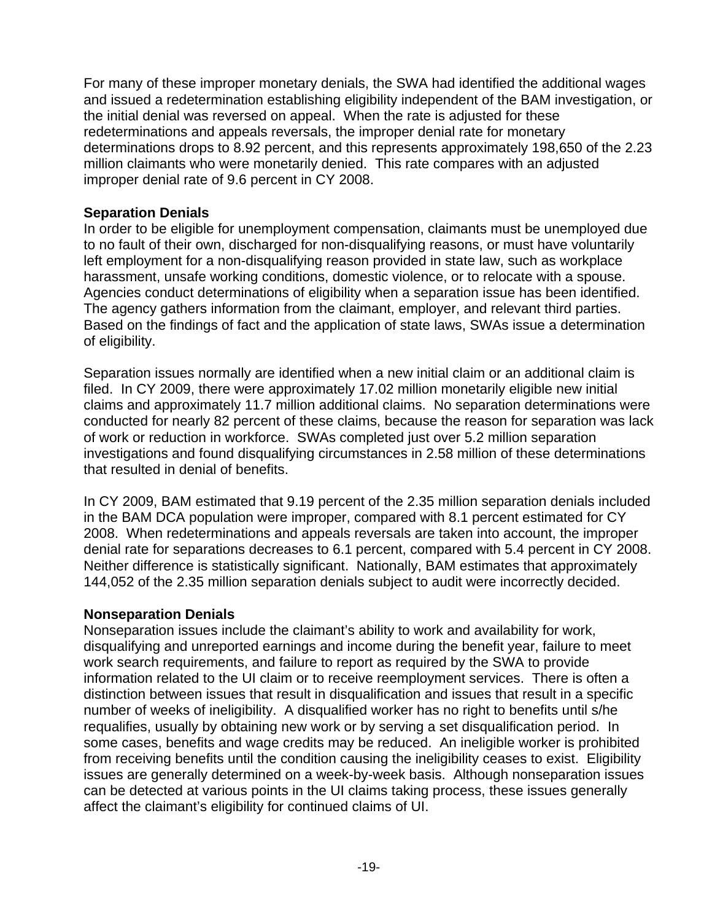For many of these improper monetary denials, the SWA had identified the additional wages and issued a redetermination establishing eligibility independent of the BAM investigation, or the initial denial was reversed on appeal. When the rate is adjusted for these redeterminations and appeals reversals, the improper denial rate for monetary determinations drops to 8.92 percent, and this represents approximately 198,650 of the 2.23 million claimants who were monetarily denied. This rate compares with an adjusted improper denial rate of 9.6 percent in CY 2008.

**Separation Denials**

In order to be eligible for unemployment compensation, claimants must be unemployed due to no fault of their own, discharged for non-disqualifying reasons, or must have voluntarily left employment for a non-disqualifying reason provided in state law, such as workplace harassment, unsafe working conditions, domestic violence, or to relocate with a spouse. Agencies conduct determinations of eligibility when a separation issue has been identified. The agency gathers information from the claimant, employer, and relevant third parties. Based on the findings of fact and the application of state laws, SWAs issue a determination of eligibility.

Separation issues normally are identified when a new initial claim or an additional claim is filed. In CY 2009, there were approximately 17.02 million monetarily eligible new initial claims and approximately 11.7 million additional claims. No separation determinations were conducted for nearly 82 percent of these claims, because the reason for separation was lack of work or reduction in workforce. SWAs completed just over 5.2 million separation investigations and found disqualifying circumstances in 2.58 million of these determinations that resulted in denial of benefits.

In CY 2009, BAM estimated that 9.19 percent of the 2.35 million separation denials included in the BAM DCA population were improper, compared with 8.1 percent estimated for CY 2008. When redeterminations and appeals reversals are taken into account, the improper denial rate for separations decreases to 6.1 percent, compared with 5.4 percent in CY 2008. Neither difference is statistically significant. Nationally, BAM estimates that approximately 144,052 of the 2.35 million separation denials subject to audit were incorrectly decided.

**Nonseparation Denials**

Nonseparation issues include the claimant's ability to work and availability for work, disqualifying and unreported earnings and income during the benefit year, failure to meet work search requirements, and failure to report as required by the SWA to provide information related to the UI claim or to receive reemployment services. There is often a distinction between issues that result in disqualification and issues that result in a specific number of weeks of ineligibility. A disqualified worker has no right to benefits until s/he requalifies, usually by obtaining new work or by serving a set disqualification period. In some cases, benefits and wage credits may be reduced. An ineligible worker is prohibited from receiving benefits until the condition causing the ineligibility ceases to exist. Eligibility issues are generally determined on a week-by-week basis. Although nonseparation issues can be detected at various points in the UI claims taking process, these issues generally affect the claimant's eligibility for continued claims of UI.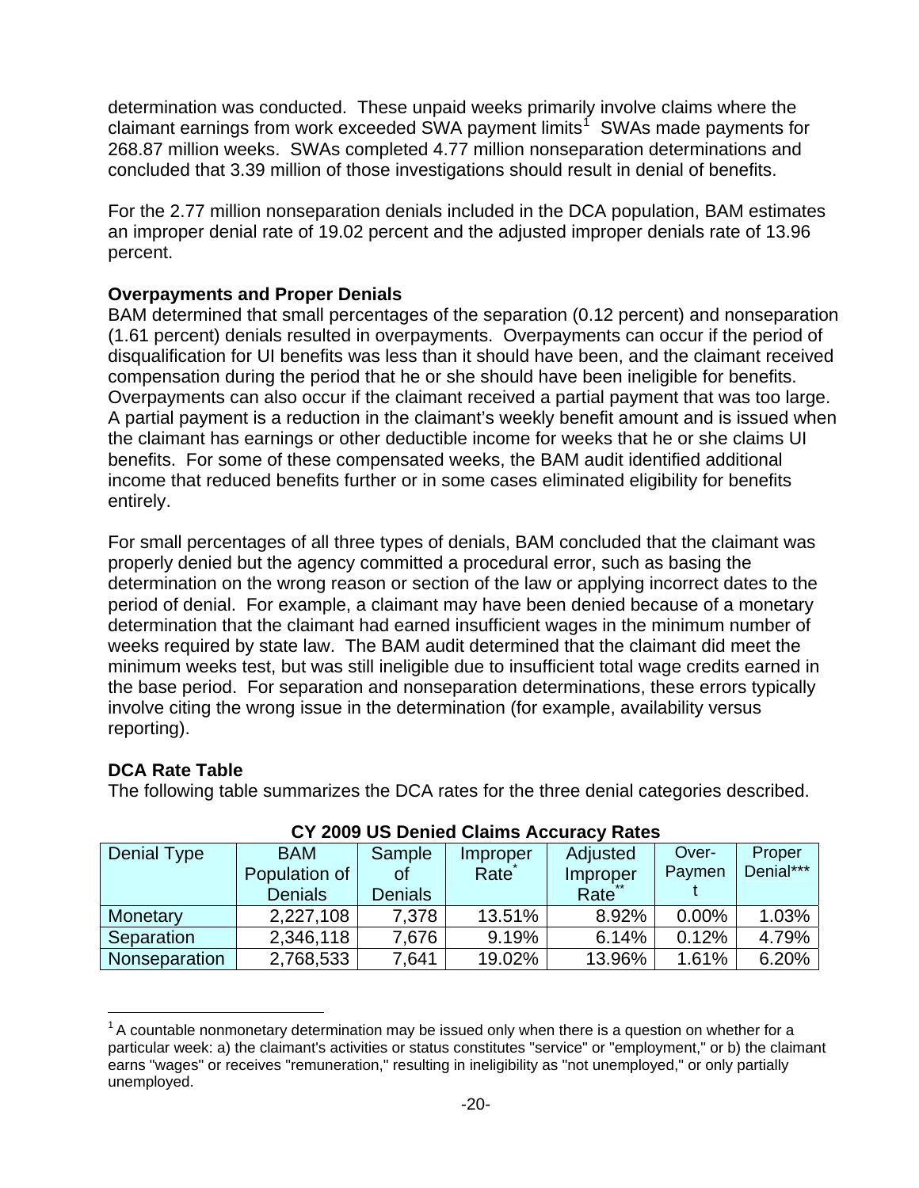determination was conducted. These unpaid weeks primarily involve claims where the claimant earnings from work exceeded SWA payment limits[1] SWAs made payments for 268.87 million weeks. SWAs completed 4.77 million nonseparation determinations and concluded that 3.39 million of those investigations should result in denial of benefits.

For the 2.77 million nonseparation denials included in the DCA population, BAM estimates an improper denial rate of 19.02 percent and the adjusted improper denials rate of 13.96 percent.

**Overpayments and Proper Denials**

BAM determined that small percentages of the separation (0.12 percent) and nonseparation (1.61 percent) denials resulted in overpayments. Overpayments can occur if the period of disqualification for UI benefits was less than it should have been, and the claimant received compensation during the period that he or she should have been ineligible for benefits. Overpayments can also occur if the claimant received a partial payment that was too large. A partial payment is a reduction in the claimant's weekly benefit amount and is issued when the claimant has earnings or other deductible income for weeks that he or she claims UI benefits. For some of these compensated weeks, the BAM audit identified additional income that reduced benefits further or in some cases eliminated eligibility for benefits entirely.

For small percentages of all three types of denials, BAM concluded that the claimant was properly denied but the agency committed a procedural error, such as basing the determination on the wrong reason or section of the law or applying incorrect dates to the period of denial. For example, a claimant may have been denied because of a monetary determination that the claimant had earned insufficient wages in the minimum number of weeks required by state law. The BAM audit determined that the claimant did meet the minimum weeks test, but was still ineligible due to insufficient total wage credits earned in the base period. For separation and nonseparation determinations, these errors typically involve citing the wrong issue in the determination (for example, availability versus reporting).

**DCA Rate Table**

The following table summarizes the DCA rates for the three denial categories described.

**CY 2009 US Denied Claims Accuracy Rates**

| Denial Type | BAM Population of Denials | Sample of Denials | Improper Rate* | Adjusted Improper Rate** | Over-Payment | Proper Denial*** |
|---|---|---|---|---|---|---|
| Monetary | 2,227,108 | 7,378 | 13.51% | 8.92% | 0.00% | 1.03% |
| Separation | 2,346,118 | 7,676 | 9.19% | 6.14% | 0.12% | 4.79% |
| Nonseparation | 2,768,533 | 7,641 | 19.02% | 13.96% | 1.61% | 6.20% |

[1] A countable nonmonetary determination may be issued only when there is a question on whether for a particular week: a) the claimant's activities or status constitutes "service" or "employment," or b) the claimant earns "wages" or receives "remuneration," resulting in ineligibility as "not unemployed," or only partially unemployed.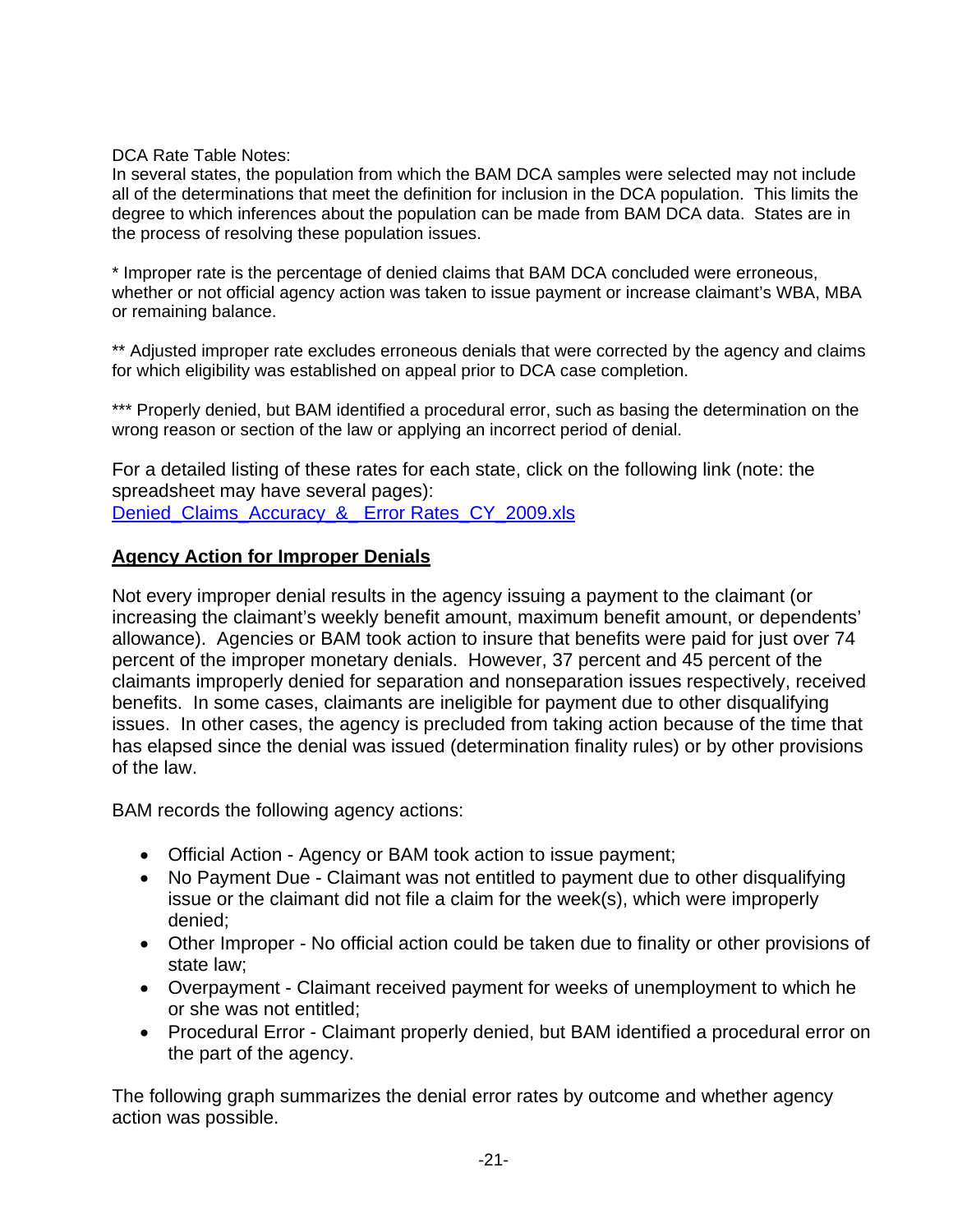DCA Rate Table Notes:
In several states, the population from which the BAM DCA samples were selected may not include all of the determinations that meet the definition for inclusion in the DCA population. This limits the degree to which inferences about the population can be made from BAM DCA data. States are in the process of resolving these population issues.

* Improper rate is the percentage of denied claims that BAM DCA concluded were erroneous, whether or not official agency action was taken to issue payment or increase claimant's WBA, MBA or remaining balance.

** Adjusted improper rate excludes erroneous denials that were corrected by the agency and claims for which eligibility was established on appeal prior to DCA case completion.

*** Properly denied, but BAM identified a procedural error, such as basing the determination on the wrong reason or section of the law or applying an incorrect period of denial.

For a detailed listing of these rates for each state, click on the following link (note: the spreadsheet may have several pages):
[Denied_Claims_Accuracy_&_ Error Rates_CY_2009.xls]

## Agency Action for Improper Denials

Not every improper denial results in the agency issuing a payment to the claimant (or increasing the claimant's weekly benefit amount, maximum benefit amount, or dependents' allowance). Agencies or BAM took action to insure that benefits were paid for just over 74 percent of the improper monetary denials. However, 37 percent and 45 percent of the claimants improperly denied for separation and nonseparation issues respectively, received benefits. In some cases, claimants are ineligible for payment due to other disqualifying issues. In other cases, the agency is precluded from taking action because of the time that has elapsed since the denial was issued (determination finality rules) or by other provisions of the law.

BAM records the following agency actions:

- Official Action - Agency or BAM took action to issue payment;
- No Payment Due - Claimant was not entitled to payment due to other disqualifying issue or the claimant did not file a claim for the week(s), which were improperly denied;
- Other Improper - No official action could be taken due to finality or other provisions of state law;
- Overpayment - Claimant received payment for weeks of unemployment to which he or she was not entitled;
- Procedural Error - Claimant properly denied, but BAM identified a procedural error on the part of the agency.

The following graph summarizes the denial error rates by outcome and whether agency action was possible.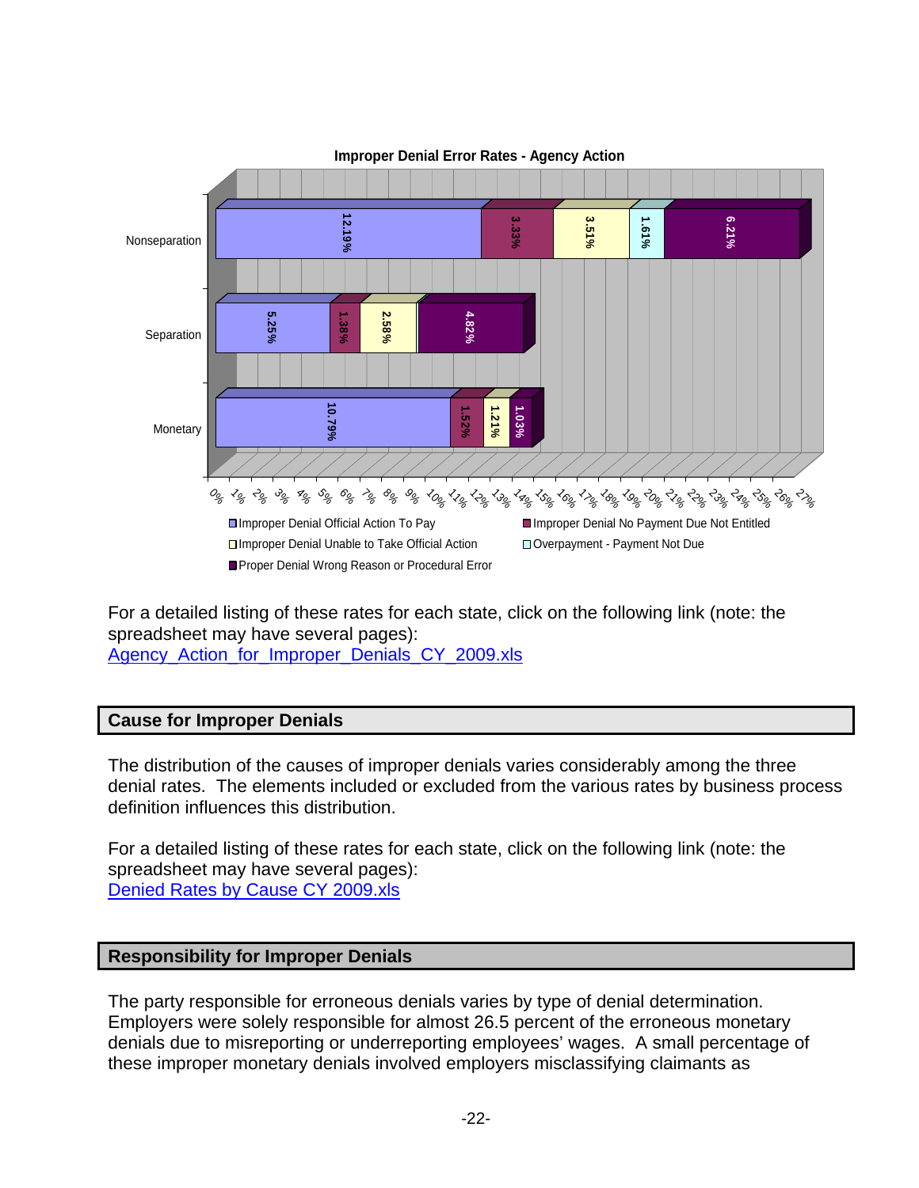**Improper Denial Error Rates - Agency Action**

Nonseparation: 12.19%, 3.33%, 3.51%, 1.61%, 6.21%

Separation: 5.25%, 1.38%, 2.58%, 4.82%

Monetary: 10.79%, 1.52%, 1.21%, 1.03%

0% 1% 2% 3% 4% 5% 6% 7% 8% 9% 10% 11% 12% 13% 14% 15% 16% 17% 18% 19% 20% 21% 22% 23% 24% 25% 26% 27%

Improper Denial Official Action To Pay
Improper Denial No Payment Due Not Entitled
Improper Denial Unable to Take Official Action
Overpayment - Payment Not Due
Proper Denial Wrong Reason or Procedural Error

For a detailed listing of these rates for each state, click on the following link (note: the spreadsheet may have several pages):
Agency_Action_for_Improper_Denials_CY_2009.xls

## Cause for Improper Denials

The distribution of the causes of improper denials varies considerably among the three denial rates. The elements included or excluded from the various rates by business process definition influences this distribution.

For a detailed listing of these rates for each state, click on the following link (note: the spreadsheet may have several pages):
Denied Rates by Cause CY 2009.xls

## Responsibility for Improper Denials

The party responsible for erroneous denials varies by type of denial determination. Employers were solely responsible for almost 26.5 percent of the erroneous monetary denials due to misreporting or underreporting employees' wages. A small percentage of these improper monetary denials involved employers misclassifying claimants as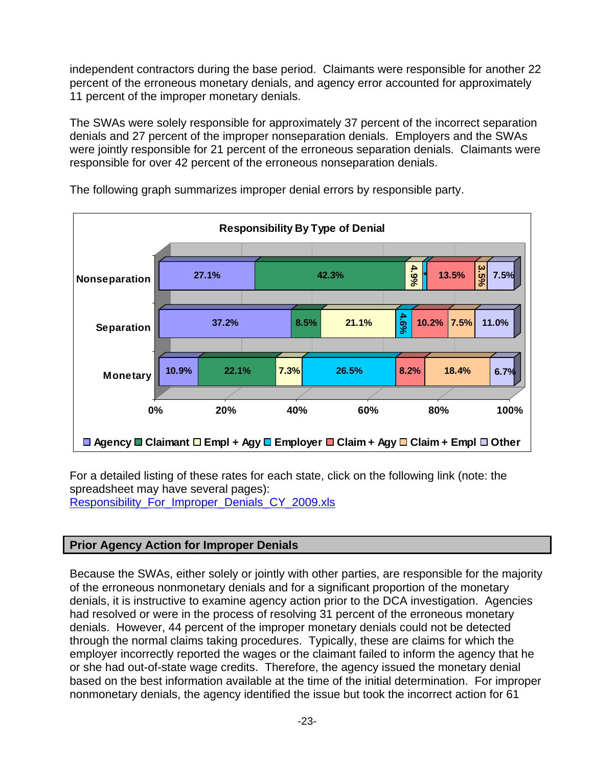independent contractors during the base period. Claimants were responsible for another 22 percent of the erroneous monetary denials, and agency error accounted for approximately 11 percent of the improper monetary denials.

The SWAs were solely responsible for approximately 37 percent of the incorrect separation denials and 27 percent of the improper nonseparation denials. Employers and the SWAs were jointly responsible for 21 percent of the erroneous separation denials. Claimants were responsible for over 42 percent of the erroneous nonseparation denials.

The following graph summarizes improper denial errors by responsible party.

Responsibility By Type of Denial

Nonseparation: 27.1% 42.3% 4.9% * 13.5% 3.5% 7.5%

Separation: 37.2% 8.5% 21.1% 4.6% 10.2% 7.5% 11.0%

Monetary: 10.9% 22.1% 7.3% 26.5% 8.2% 18.4% 6.7%

0% 20% 40% 60% 80% 100%

Agency, Claimant, Empl + Agy, Employer, Claim + Agy, Claim + Empl, Other

For a detailed listing of these rates for each state, click on the following link (note: the spreadsheet may have several pages):
Responsibility_For_Improper_Denials_CY_2009.xls

## Prior Agency Action for Improper Denials

Because the SWAs, either solely or jointly with other parties, are responsible for the majority of the erroneous nonmonetary denials and for a significant proportion of the monetary denials, it is instructive to examine agency action prior to the DCA investigation. Agencies had resolved or were in the process of resolving 31 percent of the erroneous monetary denials. However, 44 percent of the improper monetary denials could not be detected through the normal claims taking procedures. Typically, these are claims for which the employer incorrectly reported the wages or the claimant failed to inform the agency that he or she had out-of-state wage credits. Therefore, the agency issued the monetary denial based on the best information available at the time of the initial determination. For improper nonmonetary denials, the agency identified the issue but took the incorrect action for 61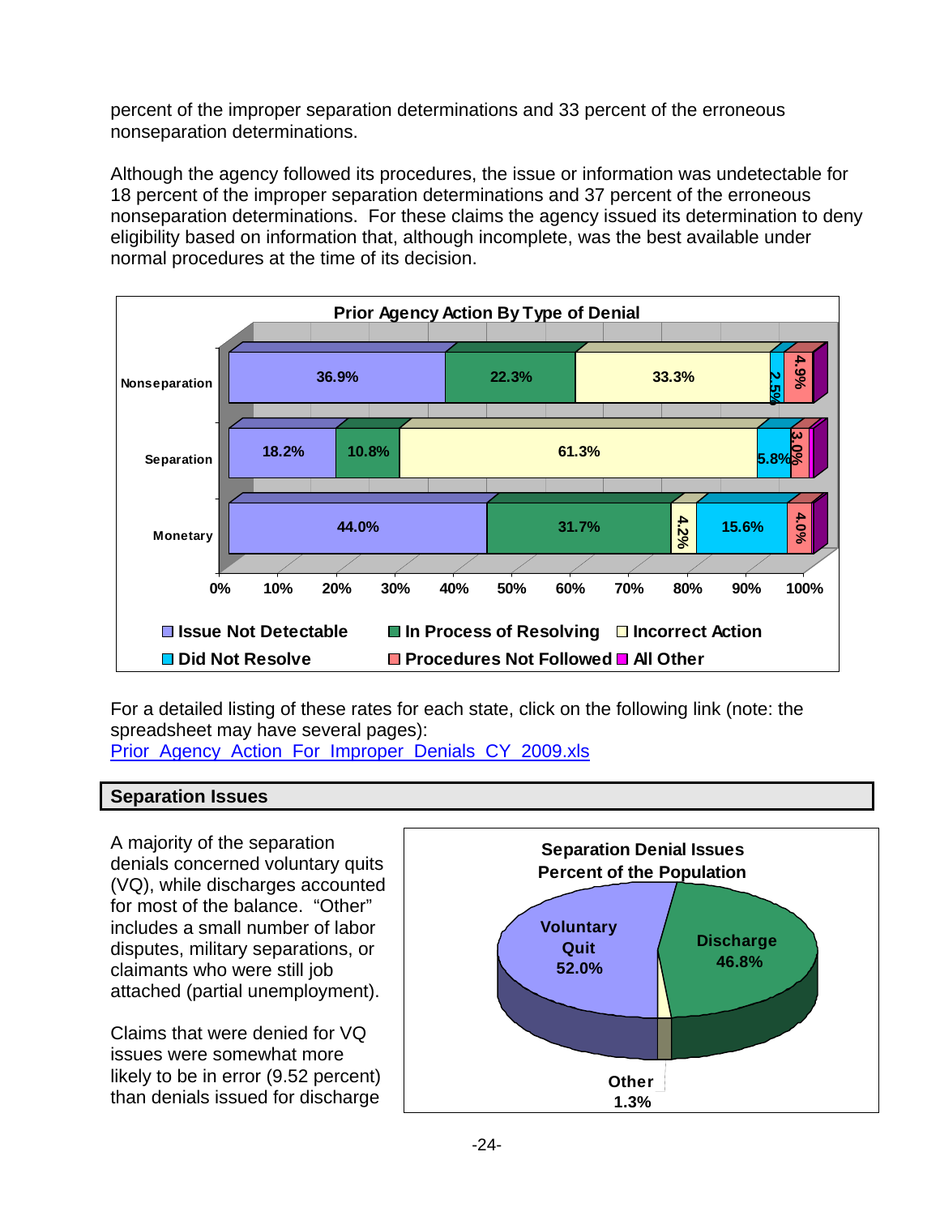percent of the improper separation determinations and 33 percent of the erroneous nonseparation determinations.

Although the agency followed its procedures, the issue or information was undetectable for 18 percent of the improper separation determinations and 37 percent of the erroneous nonseparation determinations. For these claims the agency issued its determination to deny eligibility based on information that, although incomplete, was the best available under normal procedures at the time of its decision.

Prior Agency Action By Type of Denial

Nonseparation: 36.9%, 22.3%, 33.3%, 2.5%, 4.9%

Separation: 18.2%, 10.8%, 61.3%, 5.8%, 3.0%

Monetary: 44.0%, 31.7%, 4.2%, 15.6%, 4.0%

0% 10% 20% 30% 40% 50% 60% 70% 80% 90% 100%

Issue Not Detectable | In Process of Resolving | Incorrect Action | Did Not Resolve | Procedures Not Followed | All Other

For a detailed listing of these rates for each state, click on the following link (note: the spreadsheet may have several pages):
Prior_Agency_Action_For_Improper_Denials_CY_2009.xls

## Separation Issues

A majority of the separation denials concerned voluntary quits (VQ), while discharges accounted for most of the balance. "Other" includes a small number of labor disputes, military separations, or claimants who were still job attached (partial unemployment).

Separation Denial Issues
Percent of the Population

Voluntary Quit 52.0%
Discharge 46.8%
Other 1.3%

Claims that were denied for VQ issues were somewhat more likely to be in error (9.52 percent) than denials issued for discharge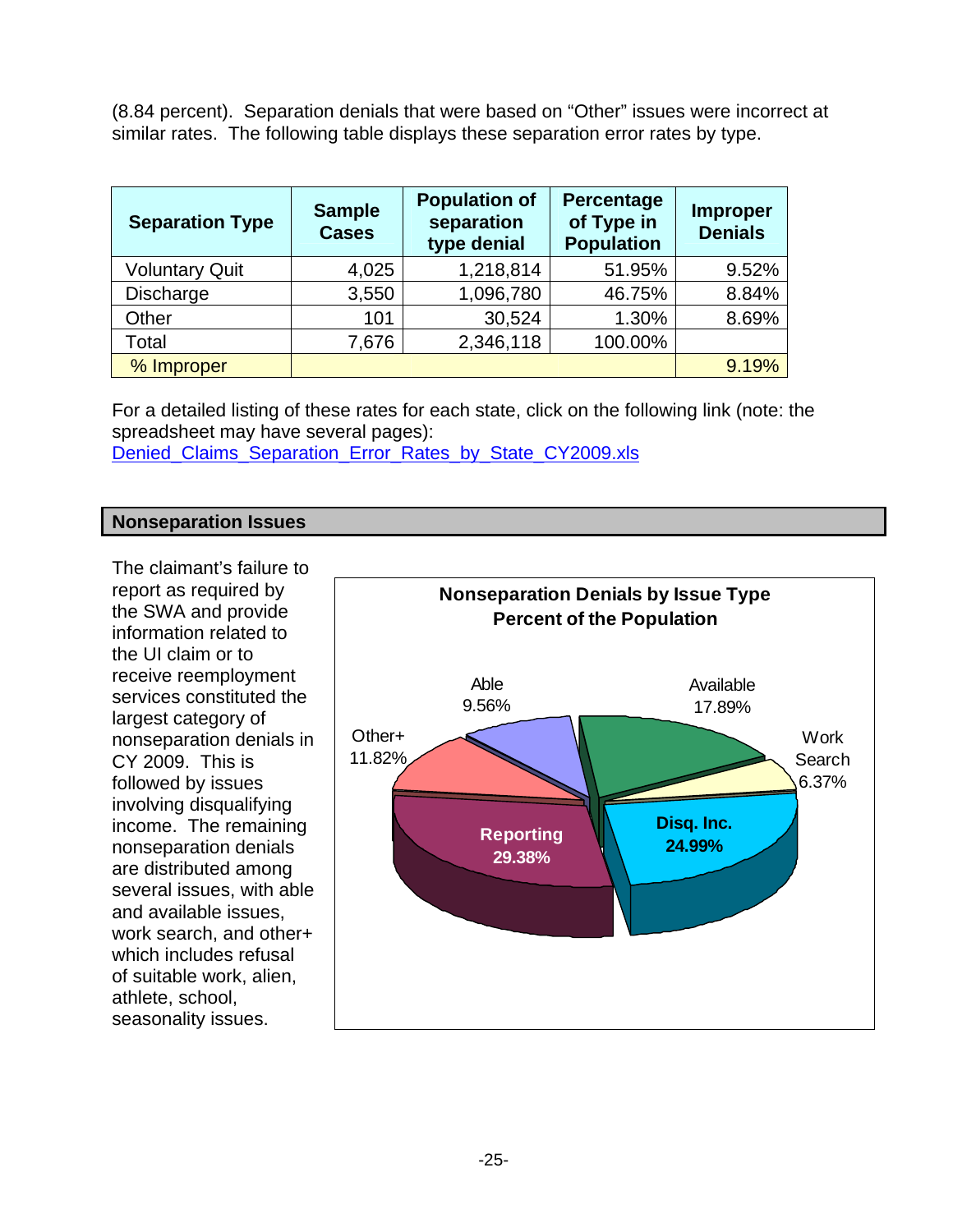(8.84 percent). Separation denials that were based on "Other" issues were incorrect at similar rates. The following table displays these separation error rates by type.

| Separation Type | Sample Cases | Population of separation type denial | Percentage of Type in Population | Improper Denials |
|---|---|---|---|---|
| Voluntary Quit | 4,025 | 1,218,814 | 51.95% | 9.52% |
| Discharge | 3,550 | 1,096,780 | 46.75% | 8.84% |
| Other | 101 | 30,524 | 1.30% | 8.69% |
| Total | 7,676 | 2,346,118 | 100.00% | |
| % Improper | | | | 9.19% |

For a detailed listing of these rates for each state, click on the following link (note: the spreadsheet may have several pages):
Denied_Claims_Separation_Error_Rates_by_State_CY2009.xls

## Nonseparation Issues

The claimant's failure to report as required by the SWA and provide information related to the UI claim or to receive reemployment services constituted the largest category of nonseparation denials in CY 2009. This is followed by issues involving disqualifying income. The remaining nonseparation denials are distributed among several issues, with able and available issues, work search, and other+ which includes refusal of suitable work, alien, athlete, school, seasonality issues.

**Nonseparation Denials by Issue Type**
**Percent of the Population**

Able
9.56%

Available
17.89%

Work Search
6.37%

Other+
11.82%

Disq. Inc.
24.99%

Reporting
29.38%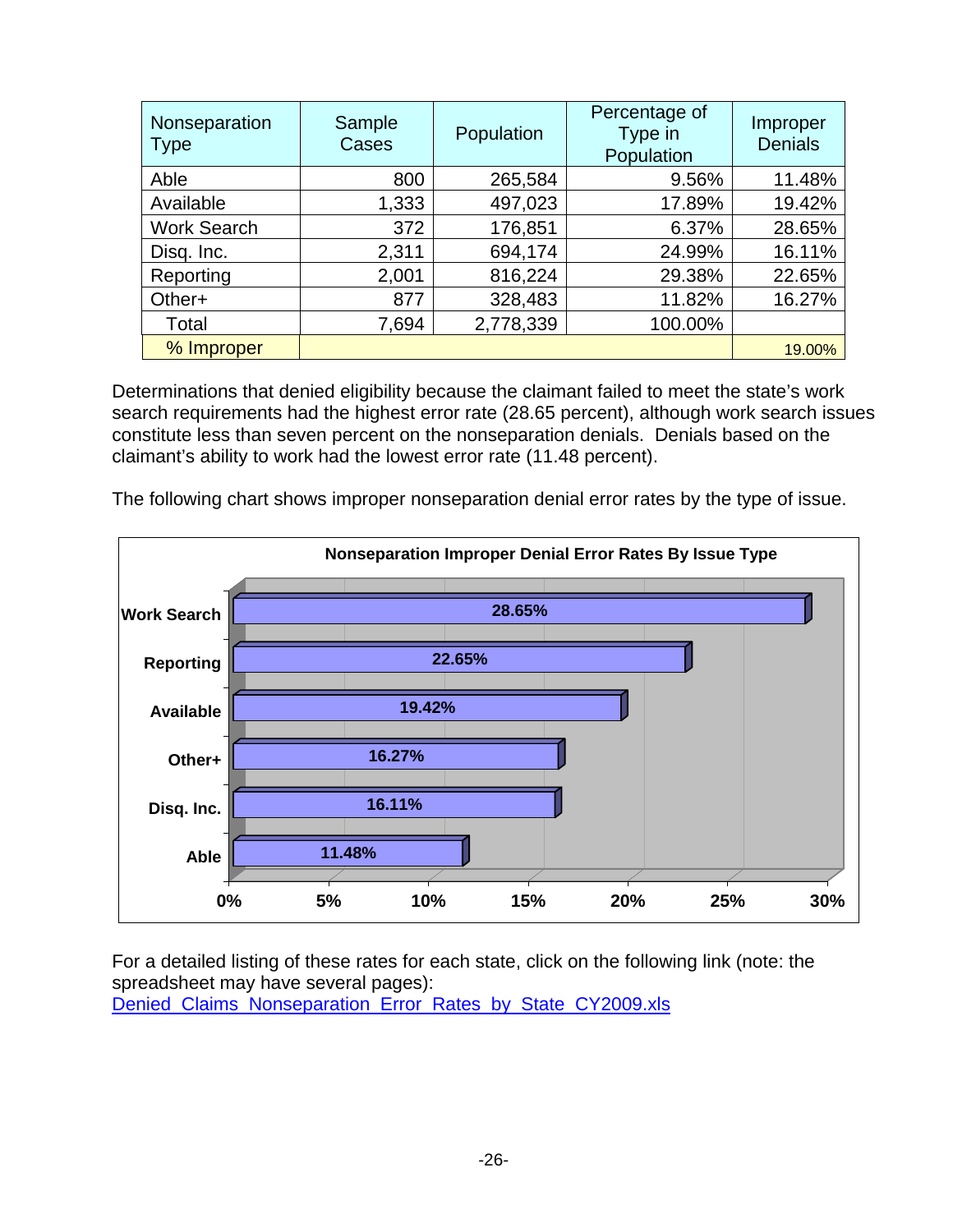| Nonseparation Type | Sample Cases | Population | Percentage of Type in Population | Improper Denials |
| --- | --- | --- | --- | --- |
| Able | 800 | 265,584 | 9.56% | 11.48% |
| Available | 1,333 | 497,023 | 17.89% | 19.42% |
| Work Search | 372 | 176,851 | 6.37% | 28.65% |
| Disq. Inc. | 2,311 | 694,174 | 24.99% | 16.11% |
| Reporting | 2,001 | 816,224 | 29.38% | 22.65% |
| Other+ | 877 | 328,483 | 11.82% | 16.27% |
| Total | 7,694 | 2,778,339 | 100.00% | |
| % Improper | | | | 19.00% |

Determinations that denied eligibility because the claimant failed to meet the state's work search requirements had the highest error rate (28.65 percent), although work search issues constitute less than seven percent on the nonseparation denials. Denials based on the claimant's ability to work had the lowest error rate (11.48 percent).

The following chart shows improper nonseparation denial error rates by the type of issue.

Nonseparation Improper Denial Error Rates By Issue Type

Work Search 28.65%
Reporting 22.65%
Available 19.42%
Other+ 16.27%
Disq. Inc. 16.11%
Able 11.48%

0% 5% 10% 15% 20% 25% 30%

For a detailed listing of these rates for each state, click on the following link (note: the spreadsheet may have several pages):
Denied_Claims_Nonseparation_Error_Rates_by_State_CY2009.xls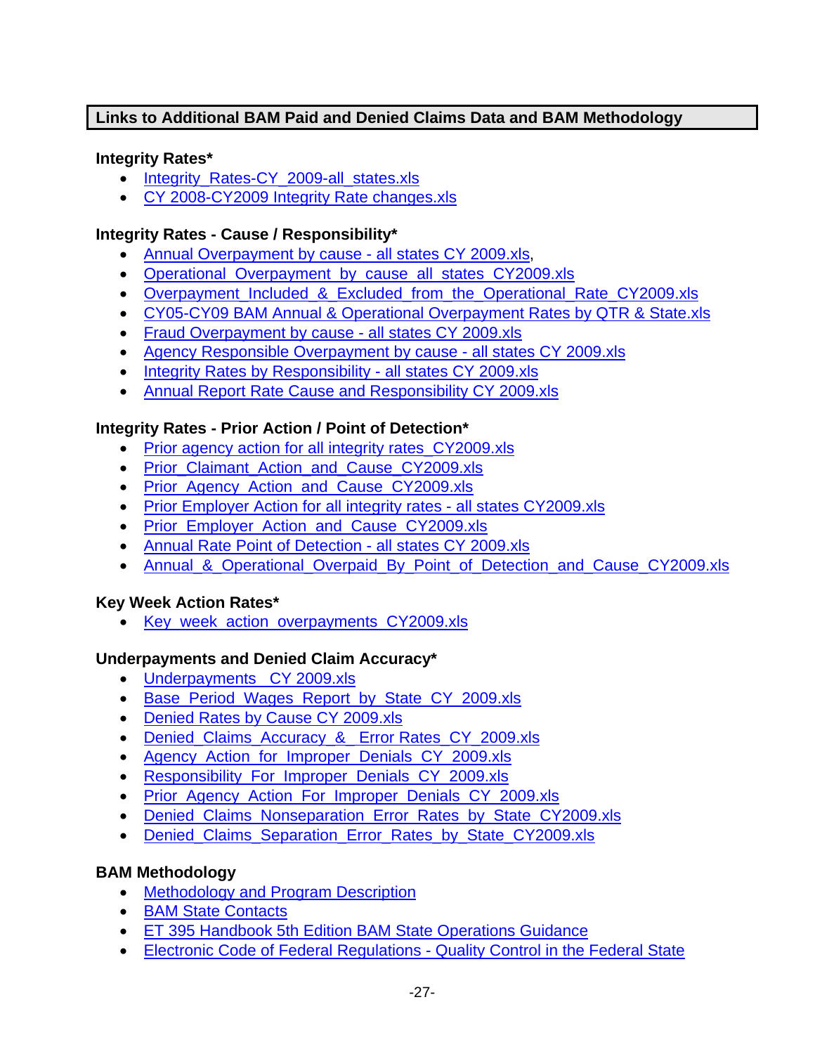## Links to Additional BAM Paid and Denied Claims Data and BAM Methodology

**Integrity Rates***

- Integrity_Rates-CY_2009-all_states.xls
- CY 2008-CY2009 Integrity Rate changes.xls

**Integrity Rates - Cause / Responsibility***

- Annual Overpayment by cause - all states CY 2009.xls,
- Operational_Overpayment_by_cause_all_states_CY2009.xls
- Overpayment_Included_&_Excluded_from_the_Operational_Rate_CY2009.xls
- CY05-CY09 BAM Annual & Operational Overpayment Rates by QTR & State.xls
- Fraud Overpayment by cause - all states CY 2009.xls
- Agency Responsible Overpayment by cause - all states CY 2009.xls
- Integrity Rates by Responsibility - all states CY 2009.xls
- Annual Report Rate Cause and Responsibility CY 2009.xls

**Integrity Rates - Prior Action / Point of Detection***

- Prior agency action for all integrity rates_CY2009.xls
- Prior_Claimant_Action_and_Cause_CY2009.xls
- Prior_Agency_Action_and_Cause_CY2009.xls
- Prior Employer Action for all integrity rates - all states CY2009.xls
- Prior_Employer_Action_and_Cause_CY2009.xls
- Annual Rate Point of Detection - all states CY 2009.xls
- Annual_&_Operational_Overpaid_By_Point_of_Detection_and_Cause_CY2009.xls

**Key Week Action Rates***

- Key_week_action_overpayments_CY2009.xls

**Underpayments and Denied Claim Accuracy***

- Underpayments__CY 2009.xls
- Base_Period_Wages_Report_by_State_CY_2009.xls
- Denied Rates by Cause CY 2009.xls
- Denied_Claims_Accuracy_&_ Error Rates_CY_2009.xls
- Agency_Action_for_Improper_Denials_CY_2009.xls
- Responsibility_For_Improper_Denials_CY_2009.xls
- Prior_Agency_Action_For_Improper_Denials_CY_2009.xls
- Denied_Claims_Nonseparation_Error_Rates_by_State_CY2009.xls
- Denied_Claims_Separation_Error_Rates_by_State_CY2009.xls

**BAM Methodology**

- Methodology and Program Description
- BAM State Contacts
- ET 395 Handbook 5th Edition BAM State Operations Guidance
- Electronic Code of Federal Regulations - Quality Control in the Federal State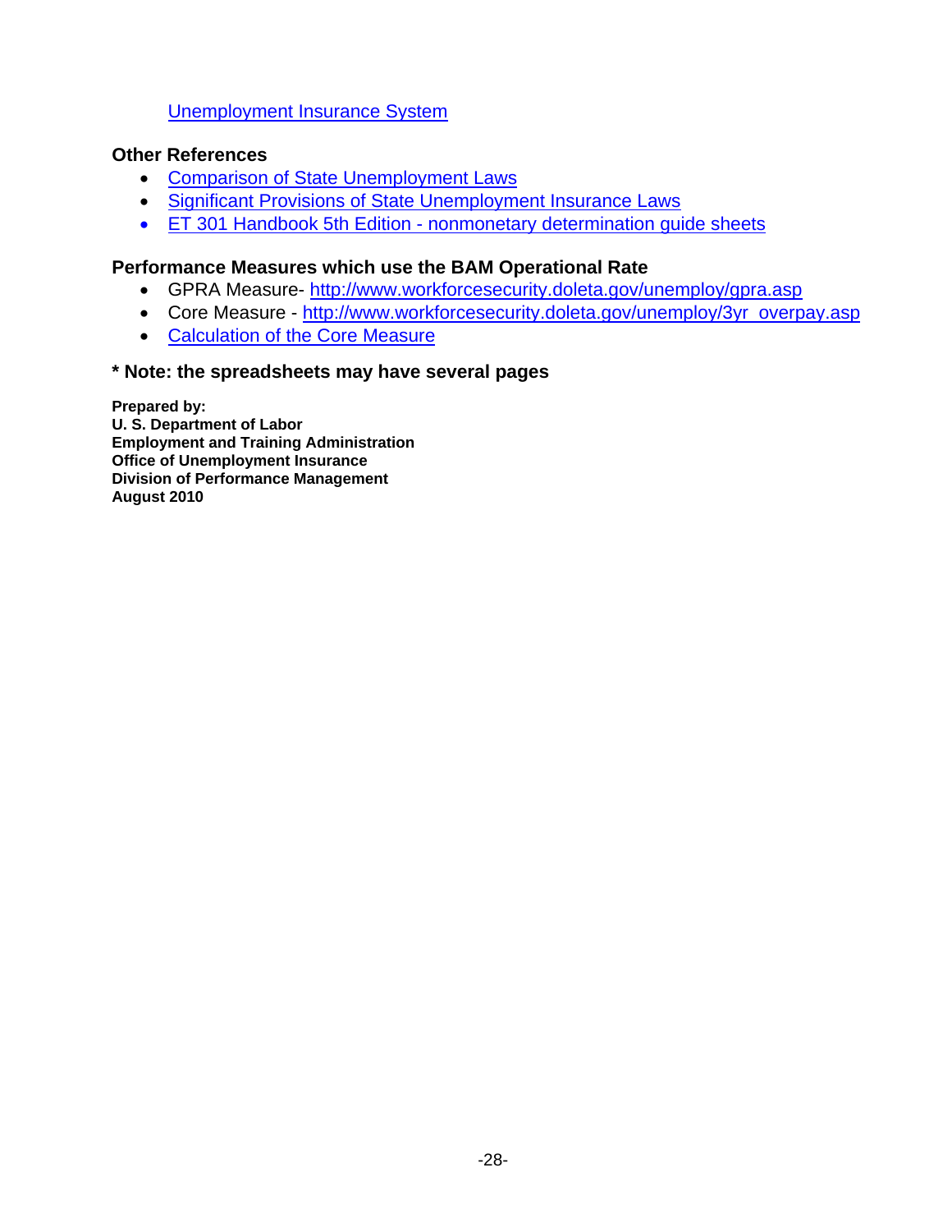Unemployment Insurance System

### Other References

- Comparison of State Unemployment Laws
- Significant Provisions of State Unemployment Insurance Laws
- ET 301 Handbook 5th Edition - nonmonetary determination guide sheets

### Performance Measures which use the BAM Operational Rate

- GPRA Measure- http://www.workforcesecurity.doleta.gov/unemploy/gpra.asp
- Core Measure - http://www.workforcesecurity.doleta.gov/unemploy/3yr_overpay.asp
- Calculation of the Core Measure

### * Note: the spreadsheets may have several pages

**Prepared by:**
**U. S. Department of Labor**
**Employment and Training Administration**
**Office of Unemployment Insurance**
**Division of Performance Management**
**August 2010**